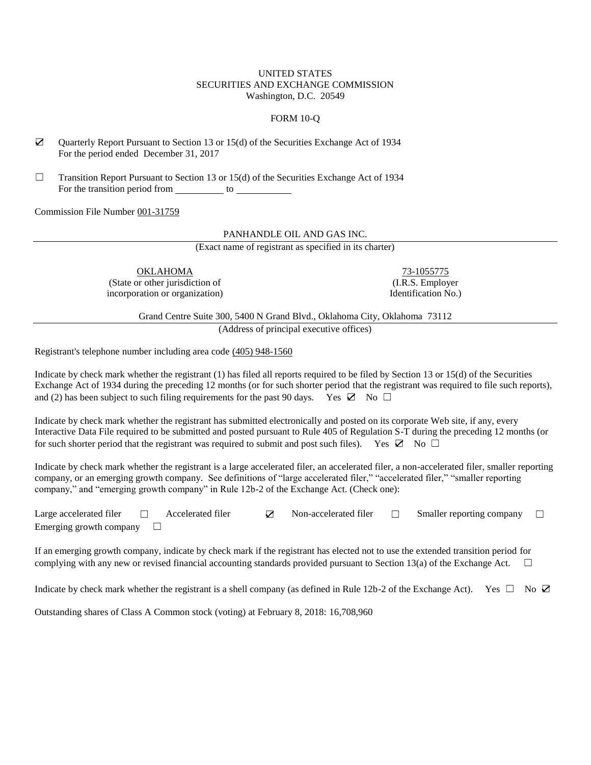UNITED STATES
SECURITIES AND EXCHANGE COMMISSION
Washington, D.C. 20549

FORM 10-Q

☑ Quarterly Report Pursuant to Section 13 or 15(d) of the Securities Exchange Act of 1934
For the period ended December 31, 2017

☐ Transition Report Pursuant to Section 13 or 15(d) of the Securities Exchange Act of 1934
For the transition period from __________ to __________

Commission File Number 001-31759

PANHANDLE OIL AND GAS INC.
(Exact name of registrant as specified in its charter)

| OKLAHOMA | 73-1055775 |
|---|---|
| (State or other jurisdiction of incorporation or organization) | (I.R.S. Employer Identification No.) |

Grand Centre Suite 300, 5400 N Grand Blvd., Oklahoma City, Oklahoma 73112
(Address of principal executive offices)

Registrant's telephone number including area code (405) 948-1560

Indicate by check mark whether the registrant (1) has filed all reports required to be filed by Section 13 or 15(d) of the Securities Exchange Act of 1934 during the preceding 12 months (or for such shorter period that the registrant was required to file such reports), and (2) has been subject to such filing requirements for the past 90 days. Yes ☑ No ☐

Indicate by check mark whether the registrant has submitted electronically and posted on its corporate Web site, if any, every Interactive Data File required to be submitted and posted pursuant to Rule 405 of Regulation S-T during the preceding 12 months (or for such shorter period that the registrant was required to submit and post such files). Yes ☑ No ☐

Indicate by check mark whether the registrant is a large accelerated filer, an accelerated filer, a non-accelerated filer, smaller reporting company, or an emerging growth company. See definitions of "large accelerated filer," "accelerated filer," "smaller reporting company," and "emerging growth company" in Rule 12b-2 of the Exchange Act. (Check one):

Large accelerated filer ☐ Accelerated filer ☑ Non-accelerated filer ☐ Smaller reporting company ☐
Emerging growth company ☐

If an emerging growth company, indicate by check mark if the registrant has elected not to use the extended transition period for complying with any new or revised financial accounting standards provided pursuant to Section 13(a) of the Exchange Act. ☐

Indicate by check mark whether the registrant is a shell company (as defined in Rule 12b-2 of the Exchange Act). Yes ☐ No ☑

Outstanding shares of Class A Common stock (voting) at February 8, 2018: 16,708,960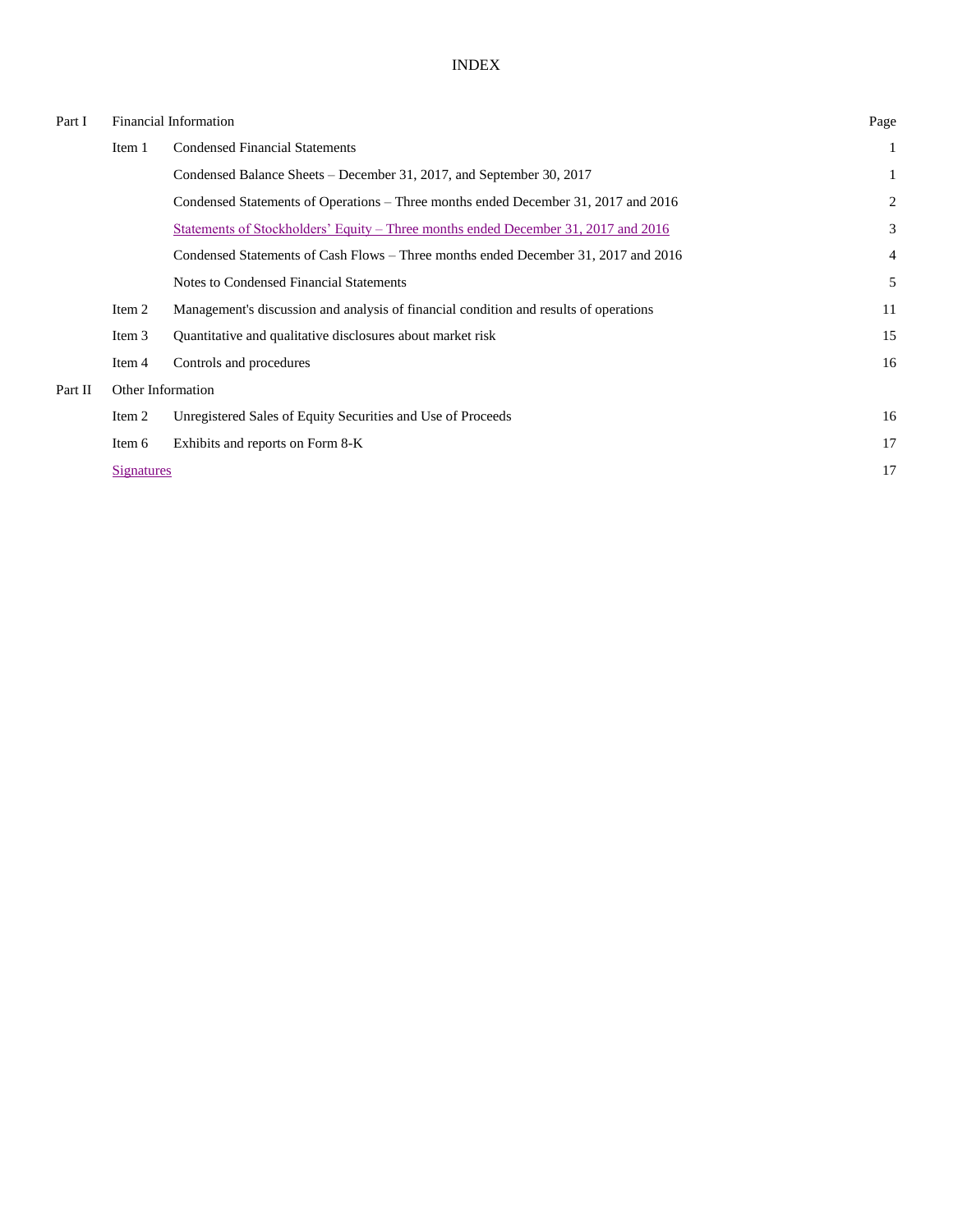# INDEX

| | | | Page |
|---|---|---|---|
| Part I | Financial Information | | |
| | Item 1 | Condensed Financial Statements | 1 |
| | | Condensed Balance Sheets – December 31, 2017, and September 30, 2017 | 1 |
| | | Condensed Statements of Operations – Three months ended December 31, 2017 and 2016 | 2 |
| | | Statements of Stockholders' Equity – Three months ended December 31, 2017 and 2016 | 3 |
| | | Condensed Statements of Cash Flows – Three months ended December 31, 2017 and 2016 | 4 |
| | | Notes to Condensed Financial Statements | 5 |
| | Item 2 | Management's discussion and analysis of financial condition and results of operations | 11 |
| | Item 3 | Quantitative and qualitative disclosures about market risk | 15 |
| | Item 4 | Controls and procedures | 16 |
| Part II | Other Information | | |
| | Item 2 | Unregistered Sales of Equity Securities and Use of Proceeds | 16 |
| | Item 6 | Exhibits and reports on Form 8-K | 17 |
| | Signatures | | 17 |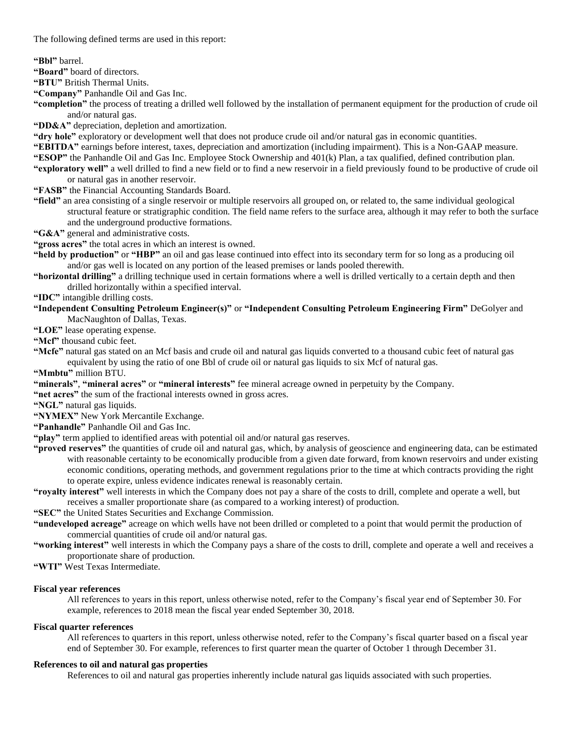The following defined terms are used in this report:

**"Bbl"** barrel.

**"Board"** board of directors.

**"BTU"** British Thermal Units.

**"Company"** Panhandle Oil and Gas Inc.

**"completion"** the process of treating a drilled well followed by the installation of permanent equipment for the production of crude oil and/or natural gas.

**"DD&A"** depreciation, depletion and amortization.

**"dry hole"** exploratory or development well that does not produce crude oil and/or natural gas in economic quantities.

**"EBITDA"** earnings before interest, taxes, depreciation and amortization (including impairment). This is a Non-GAAP measure.

**"ESOP"** the Panhandle Oil and Gas Inc. Employee Stock Ownership and 401(k) Plan, a tax qualified, defined contribution plan.

**"exploratory well"** a well drilled to find a new field or to find a new reservoir in a field previously found to be productive of crude oil or natural gas in another reservoir.

**"FASB"** the Financial Accounting Standards Board.

**"field"** an area consisting of a single reservoir or multiple reservoirs all grouped on, or related to, the same individual geological structural feature or stratigraphic condition. The field name refers to the surface area, although it may refer to both the surface and the underground productive formations.

**"G&A"** general and administrative costs.

**"gross acres"** the total acres in which an interest is owned.

**"held by production"** or **"HBP"** an oil and gas lease continued into effect into its secondary term for so long as a producing oil and/or gas well is located on any portion of the leased premises or lands pooled therewith.

**"horizontal drilling"** a drilling technique used in certain formations where a well is drilled vertically to a certain depth and then drilled horizontally within a specified interval.

**"IDC"** intangible drilling costs.

**"Independent Consulting Petroleum Engineer(s)"** or **"Independent Consulting Petroleum Engineering Firm"** DeGolyer and MacNaughton of Dallas, Texas.

**"LOE"** lease operating expense.

**"Mcf"** thousand cubic feet.

**"Mcfe"** natural gas stated on an Mcf basis and crude oil and natural gas liquids converted to a thousand cubic feet of natural gas equivalent by using the ratio of one Bbl of crude oil or natural gas liquids to six Mcf of natural gas.

**"Mmbtu"** million BTU.

**"minerals"**, **"mineral acres"** or **"mineral interests"** fee mineral acreage owned in perpetuity by the Company.

**"net acres"** the sum of the fractional interests owned in gross acres.

**"NGL"** natural gas liquids.

**"NYMEX"** New York Mercantile Exchange.

**"Panhandle"** Panhandle Oil and Gas Inc.

**"play"** term applied to identified areas with potential oil and/or natural gas reserves.

**"proved reserves"** the quantities of crude oil and natural gas, which, by analysis of geoscience and engineering data, can be estimated with reasonable certainty to be economically producible from a given date forward, from known reservoirs and under existing economic conditions, operating methods, and government regulations prior to the time at which contracts providing the right to operate expire, unless evidence indicates renewal is reasonably certain.

**"royalty interest"** well interests in which the Company does not pay a share of the costs to drill, complete and operate a well, but receives a smaller proportionate share (as compared to a working interest) of production.

**"SEC"** the United States Securities and Exchange Commission.

**"undeveloped acreage"** acreage on which wells have not been drilled or completed to a point that would permit the production of commercial quantities of crude oil and/or natural gas.

**"working interest"** well interests in which the Company pays a share of the costs to drill, complete and operate a well and receives a proportionate share of production.

**"WTI"** West Texas Intermediate.

**Fiscal year references**

All references to years in this report, unless otherwise noted, refer to the Company's fiscal year end of September 30. For example, references to 2018 mean the fiscal year ended September 30, 2018.

**Fiscal quarter references**

All references to quarters in this report, unless otherwise noted, refer to the Company's fiscal quarter based on a fiscal year end of September 30. For example, references to first quarter mean the quarter of October 1 through December 31.

**References to oil and natural gas properties**

References to oil and natural gas properties inherently include natural gas liquids associated with such properties.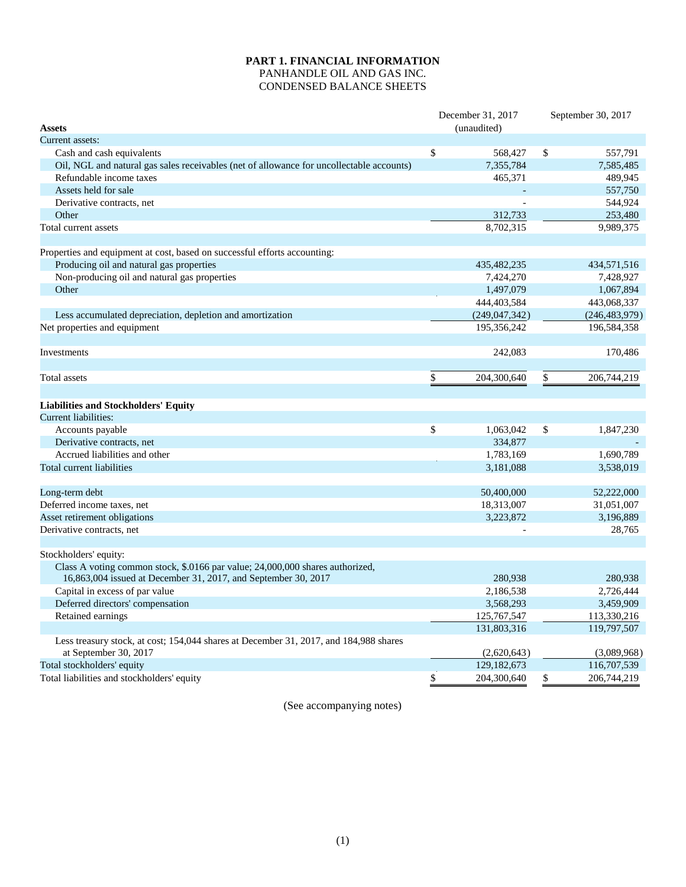**PART 1. FINANCIAL INFORMATION**
PANHANDLE OIL AND GAS INC.
CONDENSED BALANCE SHEETS

| Assets | December 31, 2017 (unaudited) | September 30, 2017 |
|---|---|---|
| Current assets: | | |
| Cash and cash equivalents | $ 568,427 | $ 557,791 |
| Oil, NGL and natural gas sales receivables (net of allowance for uncollectable accounts) | 7,355,784 | 7,585,485 |
| Refundable income taxes | 465,371 | 489,945 |
| Assets held for sale | - | 557,750 |
| Derivative contracts, net | - | 544,924 |
| Other | 312,733 | 253,480 |
| Total current assets | 8,702,315 | 9,989,375 |
| | | |
| Properties and equipment at cost, based on successful efforts accounting: | | |
| Producing oil and natural gas properties | 435,482,235 | 434,571,516 |
| Non-producing oil and natural gas properties | 7,424,270 | 7,428,927 |
| Other | 1,497,079 | 1,067,894 |
| | 444,403,584 | 443,068,337 |
| Less accumulated depreciation, depletion and amortization | (249,047,342) | (246,483,979) |
| Net properties and equipment | 195,356,242 | 196,584,358 |
| | | |
| Investments | 242,083 | 170,486 |
| | | |
| Total assets | $ 204,300,640 | $ 206,744,219 |
| | | |
| **Liabilities and Stockholders' Equity** | | |
| Current liabilities: | | |
| Accounts payable | $ 1,063,042 | $ 1,847,230 |
| Derivative contracts, net | 334,877 | - |
| Accrued liabilities and other | 1,783,169 | 1,690,789 |
| Total current liabilities | 3,181,088 | 3,538,019 |
| | | |
| Long-term debt | 50,400,000 | 52,222,000 |
| Deferred income taxes, net | 18,313,007 | 31,051,007 |
| Asset retirement obligations | 3,223,872 | 3,196,889 |
| Derivative contracts, net | - | 28,765 |
| | | |
| Stockholders' equity: | | |
| Class A voting common stock, $.0166 par value; 24,000,000 shares authorized, 16,863,004 issued at December 31, 2017, and September 30, 2017 | 280,938 | 280,938 |
| Capital in excess of par value | 2,186,538 | 2,726,444 |
| Deferred directors' compensation | 3,568,293 | 3,459,909 |
| Retained earnings | 125,767,547 | 113,330,216 |
| | 131,803,316 | 119,797,507 |
| Less treasury stock, at cost; 154,044 shares at December 31, 2017, and 184,988 shares at September 30, 2017 | (2,620,643) | (3,089,968) |
| Total stockholders' equity | 129,182,673 | 116,707,539 |
| Total liabilities and stockholders' equity | $ 204,300,640 | $ 206,744,219 |

(See accompanying notes)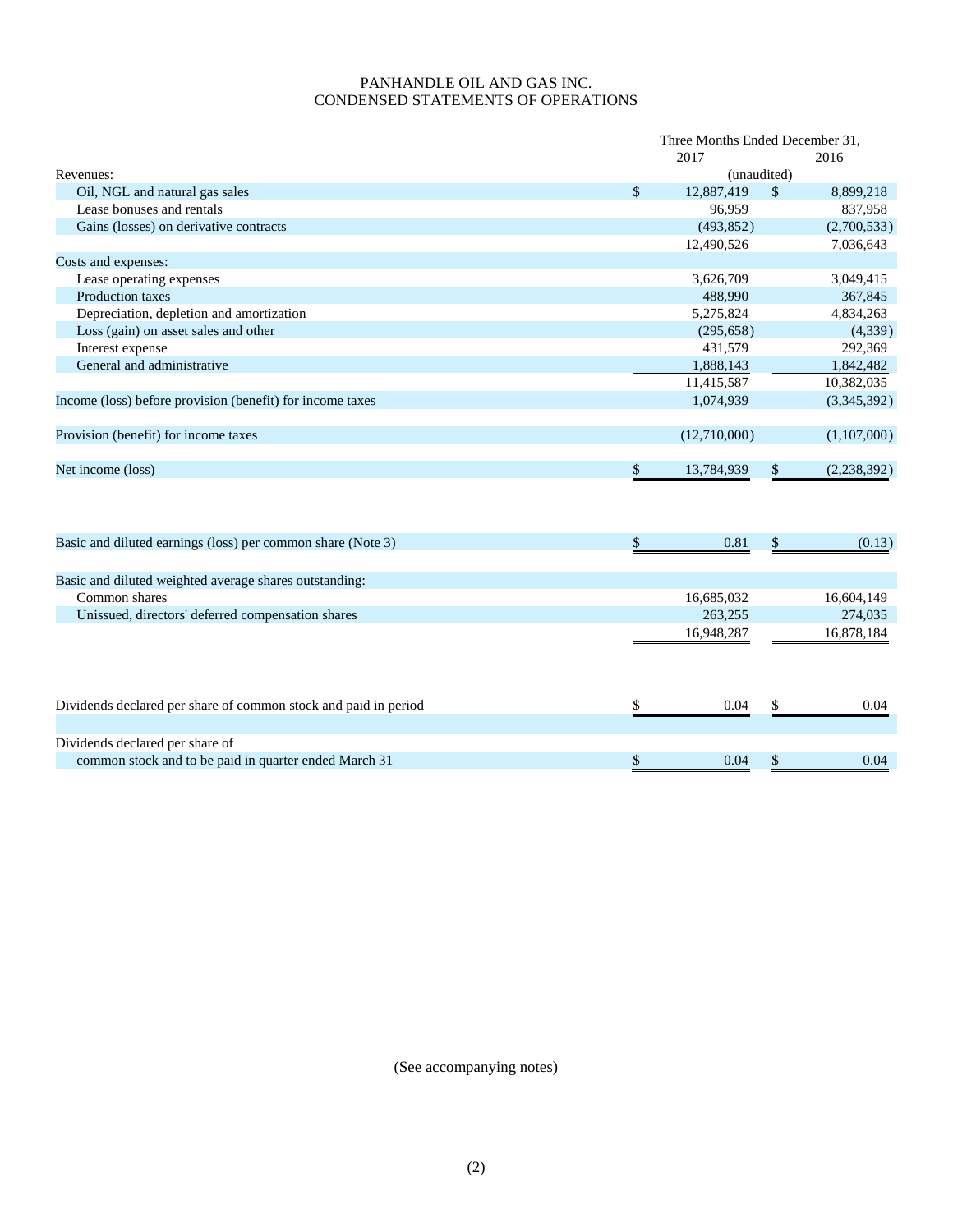# PANHANDLE OIL AND GAS INC.
## CONDENSED STATEMENTS OF OPERATIONS

| | Three Months Ended December 31, 2017 | 2016 |
|---|---|---|
| | (unaudited) | |
| Revenues: | | |
| Oil, NGL and natural gas sales | $ 12,887,419 | $ 8,899,218 |
| Lease bonuses and rentals | 96,959 | 837,958 |
| Gains (losses) on derivative contracts | (493,852) | (2,700,533) |
| | 12,490,526 | 7,036,643 |
| Costs and expenses: | | |
| Lease operating expenses | 3,626,709 | 3,049,415 |
| Production taxes | 488,990 | 367,845 |
| Depreciation, depletion and amortization | 5,275,824 | 4,834,263 |
| Loss (gain) on asset sales and other | (295,658) | (4,339) |
| Interest expense | 431,579 | 292,369 |
| General and administrative | 1,888,143 | 1,842,482 |
| | 11,415,587 | 10,382,035 |
| Income (loss) before provision (benefit) for income taxes | 1,074,939 | (3,345,392) |
| Provision (benefit) for income taxes | (12,710,000) | (1,107,000) |
| Net income (loss) | $ 13,784,939 | $ (2,238,392) |
| Basic and diluted earnings (loss) per common share (Note 3) | $ 0.81 | $ (0.13) |
| Basic and diluted weighted average shares outstanding: | | |
| Common shares | 16,685,032 | 16,604,149 |
| Unissued, directors' deferred compensation shares | 263,255 | 274,035 |
| | 16,948,287 | 16,878,184 |
| Dividends declared per share of common stock and paid in period | $ 0.04 | $ 0.04 |
| Dividends declared per share of common stock and to be paid in quarter ended March 31 | $ 0.04 | $ 0.04 |

(See accompanying notes)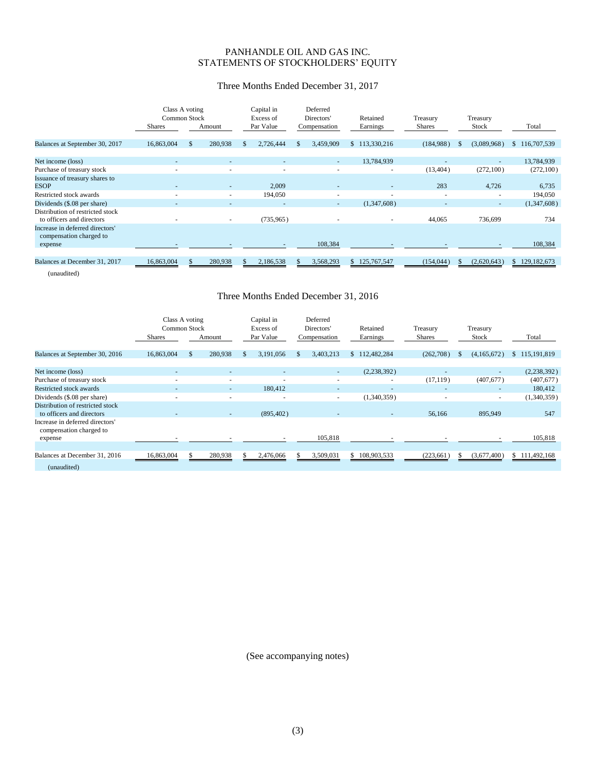# PANHANDLE OIL AND GAS INC.
# STATEMENTS OF STOCKHOLDERS' EQUITY

## Three Months Ended December 31, 2017

| | Class A voting Common Stock Shares | Class A voting Common Stock Amount | Capital in Excess of Par Value | Deferred Directors' Compensation | Retained Earnings | Treasury Shares | Treasury Stock | Total |
|---|---|---|---|---|---|---|---|---|
| Balances at September 30, 2017 | 16,863,004 | $ 280,938 | $ 2,726,444 | $ 3,459,909 | $ 113,330,216 | (184,988) | $ (3,089,968) | $ 116,707,539 |
| Net income (loss) | - | - | - | - | 13,784,939 | - | - | 13,784,939 |
| Purchase of treasury stock | - | - | - | - | - | (13,404) | (272,100) | (272,100) |
| Issuance of treasury shares to ESOP | - | - | 2,009 | - | - | 283 | 4,726 | 6,735 |
| Restricted stock awards | - | - | 194,050 | - | - | - | - | 194,050 |
| Dividends ($.08 per share) | - | - | - | - | (1,347,608) | - | - | (1,347,608) |
| Distribution of restricted stock to officers and directors | - | - | (735,965) | - | - | 44,065 | 736,699 | 734 |
| Increase in deferred directors' compensation charged to expense | - | - | - | 108,384 | - | - | - | 108,384 |
| Balances at December 31, 2017 | 16,863,004 | $ 280,938 | $ 2,186,538 | $ 3,568,293 | $ 125,767,547 | (154,044) | $ (2,620,643) | $ 129,182,673 |

(unaudited)

## Three Months Ended December 31, 2016

| | Class A voting Common Stock Shares | Class A voting Common Stock Amount | Capital in Excess of Par Value | Deferred Directors' Compensation | Retained Earnings | Treasury Shares | Treasury Stock | Total |
|---|---|---|---|---|---|---|---|---|
| Balances at September 30, 2016 | 16,863,004 | $ 280,938 | $ 3,191,056 | $ 3,403,213 | $ 112,482,284 | (262,708) | $ (4,165,672) | $ 115,191,819 |
| Net income (loss) | - | - | - | - | (2,238,392) | - | - | (2,238,392) |
| Purchase of treasury stock | - | - | - | - | - | (17,119) | (407,677) | (407,677) |
| Restricted stock awards | - | - | 180,412 | - | - | - | - | 180,412 |
| Dividends ($.08 per share) | - | - | - | - | (1,340,359) | - | - | (1,340,359) |
| Distribution of restricted stock to officers and directors | - | - | (895,402) | - | - | 56,166 | 895,949 | 547 |
| Increase in deferred directors' compensation charged to expense | - | - | - | 105,818 | - | - | - | 105,818 |
| Balances at December 31, 2016 | 16,863,004 | $ 280,938 | $ 2,476,066 | $ 3,509,031 | $ 108,903,533 | (223,661) | $ (3,677,400) | $ 111,492,168 |

(unaudited)

(See accompanying notes)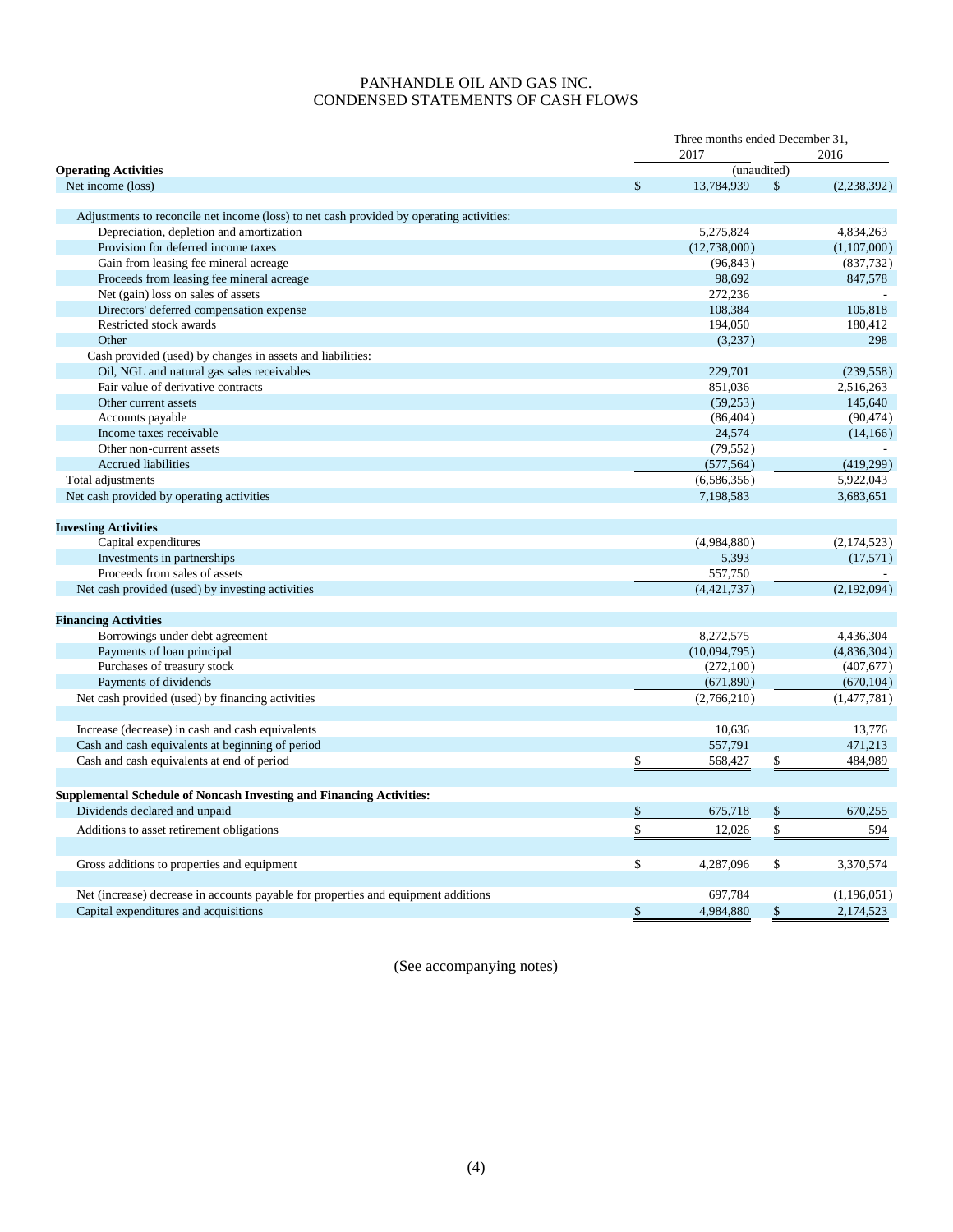# PANHANDLE OIL AND GAS INC.
# CONDENSED STATEMENTS OF CASH FLOWS

| | Three months ended December 31, 2017 | 2016 |
|---|---|---|
| **Operating Activities** | (unaudited) | |
| Net income (loss) | $ 13,784,939 | $ (2,238,392) |
| Adjustments to reconcile net income (loss) to net cash provided by operating activities: | | |
| Depreciation, depletion and amortization | 5,275,824 | 4,834,263 |
| Provision for deferred income taxes | (12,738,000) | (1,107,000) |
| Gain from leasing fee mineral acreage | (96,843) | (837,732) |
| Proceeds from leasing fee mineral acreage | 98,692 | 847,578 |
| Net (gain) loss on sales of assets | 272,236 | - |
| Directors' deferred compensation expense | 108,384 | 105,818 |
| Restricted stock awards | 194,050 | 180,412 |
| Other | (3,237) | 298 |
| Cash provided (used) by changes in assets and liabilities: | | |
| Oil, NGL and natural gas sales receivables | 229,701 | (239,558) |
| Fair value of derivative contracts | 851,036 | 2,516,263 |
| Other current assets | (59,253) | 145,640 |
| Accounts payable | (86,404) | (90,474) |
| Income taxes receivable | 24,574 | (14,166) |
| Other non-current assets | (79,552) | - |
| Accrued liabilities | (577,564) | (419,299) |
| Total adjustments | (6,586,356) | 5,922,043 |
| Net cash provided by operating activities | 7,198,583 | 3,683,651 |
| **Investing Activities** | | |
| Capital expenditures | (4,984,880) | (2,174,523) |
| Investments in partnerships | 5,393 | (17,571) |
| Proceeds from sales of assets | 557,750 | - |
| Net cash provided (used) by investing activities | (4,421,737) | (2,192,094) |
| **Financing Activities** | | |
| Borrowings under debt agreement | 8,272,575 | 4,436,304 |
| Payments of loan principal | (10,094,795) | (4,836,304) |
| Purchases of treasury stock | (272,100) | (407,677) |
| Payments of dividends | (671,890) | (670,104) |
| Net cash provided (used) by financing activities | (2,766,210) | (1,477,781) |
| Increase (decrease) in cash and cash equivalents | 10,636 | 13,776 |
| Cash and cash equivalents at beginning of period | 557,791 | 471,213 |
| Cash and cash equivalents at end of period | $ 568,427 | $ 484,989 |
| **Supplemental Schedule of Noncash Investing and Financing Activities:** | | |
| Dividends declared and unpaid | $ 675,718 | $ 670,255 |
| Additions to asset retirement obligations | $ 12,026 | $ 594 |
| Gross additions to properties and equipment | $ 4,287,096 | $ 3,370,574 |
| Net (increase) decrease in accounts payable for properties and equipment additions | 697,784 | (1,196,051) |
| Capital expenditures and acquisitions | $ 4,984,880 | $ 2,174,523 |

(See accompanying notes)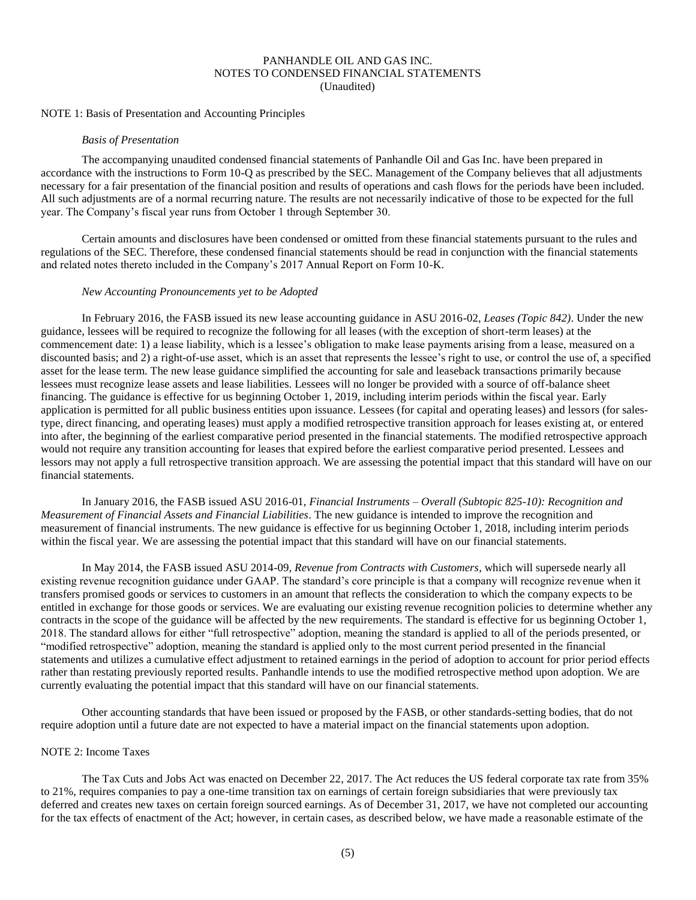# PANHANDLE OIL AND GAS INC.
## NOTES TO CONDENSED FINANCIAL STATEMENTS
(Unaudited)

NOTE 1: Basis of Presentation and Accounting Principles

*Basis of Presentation*

The accompanying unaudited condensed financial statements of Panhandle Oil and Gas Inc. have been prepared in accordance with the instructions to Form 10-Q as prescribed by the SEC. Management of the Company believes that all adjustments necessary for a fair presentation of the financial position and results of operations and cash flows for the periods have been included. All such adjustments are of a normal recurring nature. The results are not necessarily indicative of those to be expected for the full year. The Company's fiscal year runs from October 1 through September 30.

Certain amounts and disclosures have been condensed or omitted from these financial statements pursuant to the rules and regulations of the SEC. Therefore, these condensed financial statements should be read in conjunction with the financial statements and related notes thereto included in the Company's 2017 Annual Report on Form 10-K.

*New Accounting Pronouncements yet to be Adopted*

In February 2016, the FASB issued its new lease accounting guidance in ASU 2016-02, *Leases (Topic 842)*. Under the new guidance, lessees will be required to recognize the following for all leases (with the exception of short-term leases) at the commencement date: 1) a lease liability, which is a lessee's obligation to make lease payments arising from a lease, measured on a discounted basis; and 2) a right-of-use asset, which is an asset that represents the lessee's right to use, or control the use of, a specified asset for the lease term. The new lease guidance simplified the accounting for sale and leaseback transactions primarily because lessees must recognize lease assets and lease liabilities. Lessees will no longer be provided with a source of off-balance sheet financing. The guidance is effective for us beginning October 1, 2019, including interim periods within the fiscal year. Early application is permitted for all public business entities upon issuance. Lessees (for capital and operating leases) and lessors (for sales-type, direct financing, and operating leases) must apply a modified retrospective transition approach for leases existing at, or entered into after, the beginning of the earliest comparative period presented in the financial statements. The modified retrospective approach would not require any transition accounting for leases that expired before the earliest comparative period presented. Lessees and lessors may not apply a full retrospective transition approach. We are assessing the potential impact that this standard will have on our financial statements.

In January 2016, the FASB issued ASU 2016-01, *Financial Instruments – Overall (Subtopic 825-10): Recognition and Measurement of Financial Assets and Financial Liabilities*. The new guidance is intended to improve the recognition and measurement of financial instruments. The new guidance is effective for us beginning October 1, 2018, including interim periods within the fiscal year. We are assessing the potential impact that this standard will have on our financial statements.

In May 2014, the FASB issued ASU 2014-09, *Revenue from Contracts with Customers*, which will supersede nearly all existing revenue recognition guidance under GAAP. The standard's core principle is that a company will recognize revenue when it transfers promised goods or services to customers in an amount that reflects the consideration to which the company expects to be entitled in exchange for those goods or services. We are evaluating our existing revenue recognition policies to determine whether any contracts in the scope of the guidance will be affected by the new requirements. The standard is effective for us beginning October 1, 2018. The standard allows for either "full retrospective" adoption, meaning the standard is applied to all of the periods presented, or "modified retrospective" adoption, meaning the standard is applied only to the most current period presented in the financial statements and utilizes a cumulative effect adjustment to retained earnings in the period of adoption to account for prior period effects rather than restating previously reported results. Panhandle intends to use the modified retrospective method upon adoption. We are currently evaluating the potential impact that this standard will have on our financial statements.

Other accounting standards that have been issued or proposed by the FASB, or other standards-setting bodies, that do not require adoption until a future date are not expected to have a material impact on the financial statements upon adoption.

NOTE 2: Income Taxes

The Tax Cuts and Jobs Act was enacted on December 22, 2017. The Act reduces the US federal corporate tax rate from 35% to 21%, requires companies to pay a one-time transition tax on earnings of certain foreign subsidiaries that were previously tax deferred and creates new taxes on certain foreign sourced earnings. As of December 31, 2017, we have not completed our accounting for the tax effects of enactment of the Act; however, in certain cases, as described below, we have made a reasonable estimate of the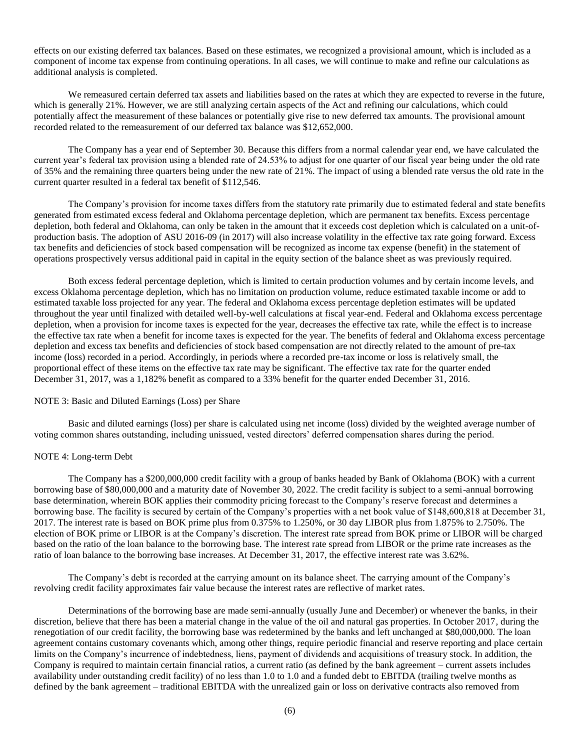effects on our existing deferred tax balances. Based on these estimates, we recognized a provisional amount, which is included as a component of income tax expense from continuing operations. In all cases, we will continue to make and refine our calculations as additional analysis is completed.

We remeasured certain deferred tax assets and liabilities based on the rates at which they are expected to reverse in the future, which is generally 21%. However, we are still analyzing certain aspects of the Act and refining our calculations, which could potentially affect the measurement of these balances or potentially give rise to new deferred tax amounts. The provisional amount recorded related to the remeasurement of our deferred tax balance was $12,652,000.

The Company has a year end of September 30. Because this differs from a normal calendar year end, we have calculated the current year's federal tax provision using a blended rate of 24.53% to adjust for one quarter of our fiscal year being under the old rate of 35% and the remaining three quarters being under the new rate of 21%. The impact of using a blended rate versus the old rate in the current quarter resulted in a federal tax benefit of $112,546.

The Company's provision for income taxes differs from the statutory rate primarily due to estimated federal and state benefits generated from estimated excess federal and Oklahoma percentage depletion, which are permanent tax benefits. Excess percentage depletion, both federal and Oklahoma, can only be taken in the amount that it exceeds cost depletion which is calculated on a unit-of-production basis. The adoption of ASU 2016-09 (in 2017) will also increase volatility in the effective tax rate going forward. Excess tax benefits and deficiencies of stock based compensation will be recognized as income tax expense (benefit) in the statement of operations prospectively versus additional paid in capital in the equity section of the balance sheet as was previously required.

Both excess federal percentage depletion, which is limited to certain production volumes and by certain income levels, and excess Oklahoma percentage depletion, which has no limitation on production volume, reduce estimated taxable income or add to estimated taxable loss projected for any year. The federal and Oklahoma excess percentage depletion estimates will be updated throughout the year until finalized with detailed well-by-well calculations at fiscal year-end. Federal and Oklahoma excess percentage depletion, when a provision for income taxes is expected for the year, decreases the effective tax rate, while the effect is to increase the effective tax rate when a benefit for income taxes is expected for the year. The benefits of federal and Oklahoma excess percentage depletion and excess tax benefits and deficiencies of stock based compensation are not directly related to the amount of pre-tax income (loss) recorded in a period. Accordingly, in periods where a recorded pre-tax income or loss is relatively small, the proportional effect of these items on the effective tax rate may be significant. The effective tax rate for the quarter ended December 31, 2017, was a 1,182% benefit as compared to a 33% benefit for the quarter ended December 31, 2016.

NOTE 3: Basic and Diluted Earnings (Loss) per Share

Basic and diluted earnings (loss) per share is calculated using net income (loss) divided by the weighted average number of voting common shares outstanding, including unissued, vested directors' deferred compensation shares during the period.

NOTE 4: Long-term Debt

The Company has a $200,000,000 credit facility with a group of banks headed by Bank of Oklahoma (BOK) with a current borrowing base of $80,000,000 and a maturity date of November 30, 2022. The credit facility is subject to a semi-annual borrowing base determination, wherein BOK applies their commodity pricing forecast to the Company's reserve forecast and determines a borrowing base. The facility is secured by certain of the Company's properties with a net book value of $148,600,818 at December 31, 2017. The interest rate is based on BOK prime plus from 0.375% to 1.250%, or 30 day LIBOR plus from 1.875% to 2.750%. The election of BOK prime or LIBOR is at the Company's discretion. The interest rate spread from BOK prime or LIBOR will be charged based on the ratio of the loan balance to the borrowing base. The interest rate spread from LIBOR or the prime rate increases as the ratio of loan balance to the borrowing base increases. At December 31, 2017, the effective interest rate was 3.62%.

The Company's debt is recorded at the carrying amount on its balance sheet. The carrying amount of the Company's revolving credit facility approximates fair value because the interest rates are reflective of market rates.

Determinations of the borrowing base are made semi-annually (usually June and December) or whenever the banks, in their discretion, believe that there has been a material change in the value of the oil and natural gas properties. In October 2017, during the renegotiation of our credit facility, the borrowing base was redetermined by the banks and left unchanged at $80,000,000. The loan agreement contains customary covenants which, among other things, require periodic financial and reserve reporting and place certain limits on the Company's incurrence of indebtedness, liens, payment of dividends and acquisitions of treasury stock. In addition, the Company is required to maintain certain financial ratios, a current ratio (as defined by the bank agreement – current assets includes availability under outstanding credit facility) of no less than 1.0 to 1.0 and a funded debt to EBITDA (trailing twelve months as defined by the bank agreement – traditional EBITDA with the unrealized gain or loss on derivative contracts also removed from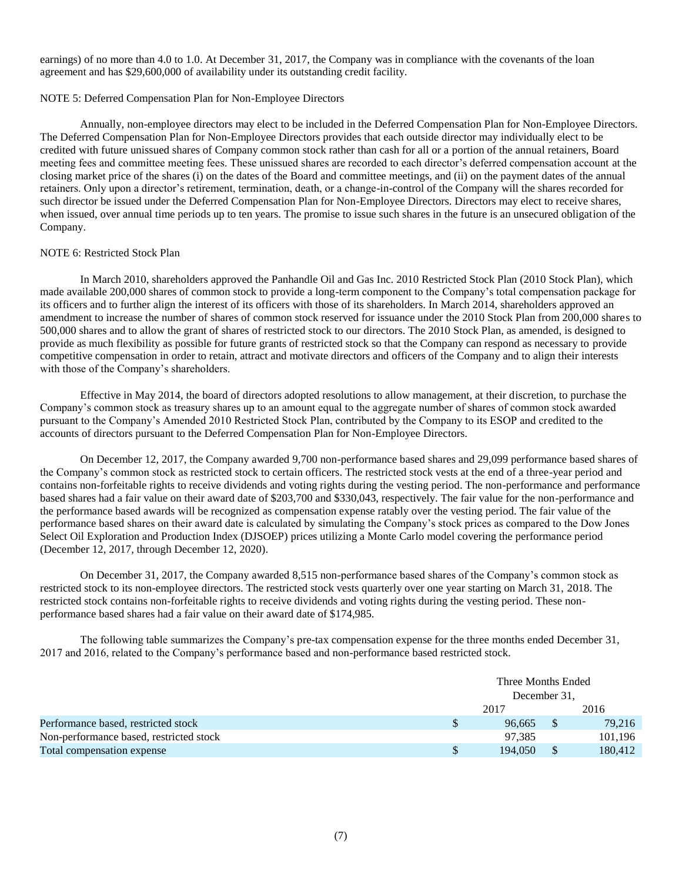earnings) of no more than 4.0 to 1.0. At December 31, 2017, the Company was in compliance with the covenants of the loan agreement and has $29,600,000 of availability under its outstanding credit facility.

NOTE 5: Deferred Compensation Plan for Non-Employee Directors

Annually, non-employee directors may elect to be included in the Deferred Compensation Plan for Non-Employee Directors. The Deferred Compensation Plan for Non-Employee Directors provides that each outside director may individually elect to be credited with future unissued shares of Company common stock rather than cash for all or a portion of the annual retainers, Board meeting fees and committee meeting fees. These unissued shares are recorded to each director's deferred compensation account at the closing market price of the shares (i) on the dates of the Board and committee meetings, and (ii) on the payment dates of the annual retainers. Only upon a director's retirement, termination, death, or a change-in-control of the Company will the shares recorded for such director be issued under the Deferred Compensation Plan for Non-Employee Directors. Directors may elect to receive shares, when issued, over annual time periods up to ten years. The promise to issue such shares in the future is an unsecured obligation of the Company.

NOTE 6: Restricted Stock Plan

In March 2010, shareholders approved the Panhandle Oil and Gas Inc. 2010 Restricted Stock Plan (2010 Stock Plan), which made available 200,000 shares of common stock to provide a long-term component to the Company's total compensation package for its officers and to further align the interest of its officers with those of its shareholders. In March 2014, shareholders approved an amendment to increase the number of shares of common stock reserved for issuance under the 2010 Stock Plan from 200,000 shares to 500,000 shares and to allow the grant of shares of restricted stock to our directors. The 2010 Stock Plan, as amended, is designed to provide as much flexibility as possible for future grants of restricted stock so that the Company can respond as necessary to provide competitive compensation in order to retain, attract and motivate directors and officers of the Company and to align their interests with those of the Company's shareholders.

Effective in May 2014, the board of directors adopted resolutions to allow management, at their discretion, to purchase the Company's common stock as treasury shares up to an amount equal to the aggregate number of shares of common stock awarded pursuant to the Company's Amended 2010 Restricted Stock Plan, contributed by the Company to its ESOP and credited to the accounts of directors pursuant to the Deferred Compensation Plan for Non-Employee Directors.

On December 12, 2017, the Company awarded 9,700 non-performance based shares and 29,099 performance based shares of the Company's common stock as restricted stock to certain officers. The restricted stock vests at the end of a three-year period and contains non-forfeitable rights to receive dividends and voting rights during the vesting period. The non-performance and performance based shares had a fair value on their award date of $203,700 and $330,043, respectively. The fair value for the non-performance and the performance based awards will be recognized as compensation expense ratably over the vesting period. The fair value of the performance based shares on their award date is calculated by simulating the Company's stock prices as compared to the Dow Jones Select Oil Exploration and Production Index (DJSOEP) prices utilizing a Monte Carlo model covering the performance period (December 12, 2017, through December 12, 2020).

On December 31, 2017, the Company awarded 8,515 non-performance based shares of the Company's common stock as restricted stock to its non-employee directors. The restricted stock vests quarterly over one year starting on March 31, 2018. The restricted stock contains non-forfeitable rights to receive dividends and voting rights during the vesting period. These non-performance based shares had a fair value on their award date of $174,985.

The following table summarizes the Company's pre-tax compensation expense for the three months ended December 31, 2017 and 2016, related to the Company's performance based and non-performance based restricted stock.

| | Three Months Ended December 31, | |
|---|---|---|
| | 2017 | 2016 |
| Performance based, restricted stock | $ 96,665 | $ 79,216 |
| Non-performance based, restricted stock | 97,385 | 101,196 |
| Total compensation expense | $ 194,050 | $ 180,412 |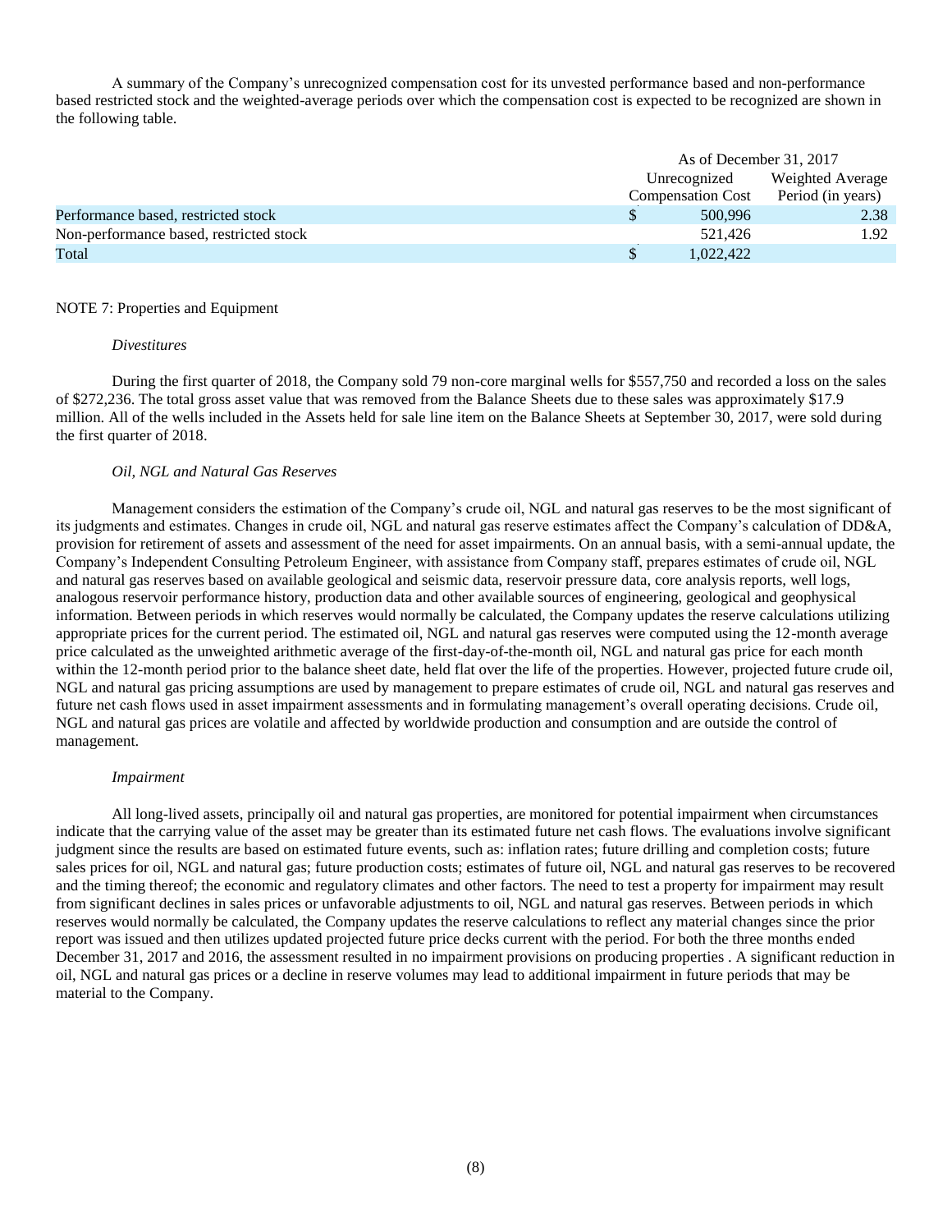A summary of the Company's unrecognized compensation cost for its unvested performance based and non-performance based restricted stock and the weighted-average periods over which the compensation cost is expected to be recognized are shown in the following table.

| | As of December 31, 2017 | |
|---|---|---|
| | Unrecognized Compensation Cost | Weighted Average Period (in years) |
| Performance based, restricted stock | $ 500,996 | 2.38 |
| Non-performance based, restricted stock | 521,426 | 1.92 |
| Total | $ 1,022,422 | |

NOTE 7: Properties and Equipment

*Divestitures*

During the first quarter of 2018, the Company sold 79 non-core marginal wells for $557,750 and recorded a loss on the sales of $272,236. The total gross asset value that was removed from the Balance Sheets due to these sales was approximately $17.9 million. All of the wells included in the Assets held for sale line item on the Balance Sheets at September 30, 2017, were sold during the first quarter of 2018.

*Oil, NGL and Natural Gas Reserves*

Management considers the estimation of the Company's crude oil, NGL and natural gas reserves to be the most significant of its judgments and estimates. Changes in crude oil, NGL and natural gas reserve estimates affect the Company's calculation of DD&A, provision for retirement of assets and assessment of the need for asset impairments. On an annual basis, with a semi-annual update, the Company's Independent Consulting Petroleum Engineer, with assistance from Company staff, prepares estimates of crude oil, NGL and natural gas reserves based on available geological and seismic data, reservoir pressure data, core analysis reports, well logs, analogous reservoir performance history, production data and other available sources of engineering, geological and geophysical information. Between periods in which reserves would normally be calculated, the Company updates the reserve calculations utilizing appropriate prices for the current period. The estimated oil, NGL and natural gas reserves were computed using the 12-month average price calculated as the unweighted arithmetic average of the first-day-of-the-month oil, NGL and natural gas price for each month within the 12-month period prior to the balance sheet date, held flat over the life of the properties. However, projected future crude oil, NGL and natural gas pricing assumptions are used by management to prepare estimates of crude oil, NGL and natural gas reserves and future net cash flows used in asset impairment assessments and in formulating management's overall operating decisions. Crude oil, NGL and natural gas prices are volatile and affected by worldwide production and consumption and are outside the control of management.

*Impairment*

All long-lived assets, principally oil and natural gas properties, are monitored for potential impairment when circumstances indicate that the carrying value of the asset may be greater than its estimated future net cash flows. The evaluations involve significant judgment since the results are based on estimated future events, such as: inflation rates; future drilling and completion costs; future sales prices for oil, NGL and natural gas; future production costs; estimates of future oil, NGL and natural gas reserves to be recovered and the timing thereof; the economic and regulatory climates and other factors. The need to test a property for impairment may result from significant declines in sales prices or unfavorable adjustments to oil, NGL and natural gas reserves. Between periods in which reserves would normally be calculated, the Company updates the reserve calculations to reflect any material changes since the prior report was issued and then utilizes updated projected future price decks current with the period. For both the three months ended December 31, 2017 and 2016, the assessment resulted in no impairment provisions on producing properties . A significant reduction in oil, NGL and natural gas prices or a decline in reserve volumes may lead to additional impairment in future periods that may be material to the Company.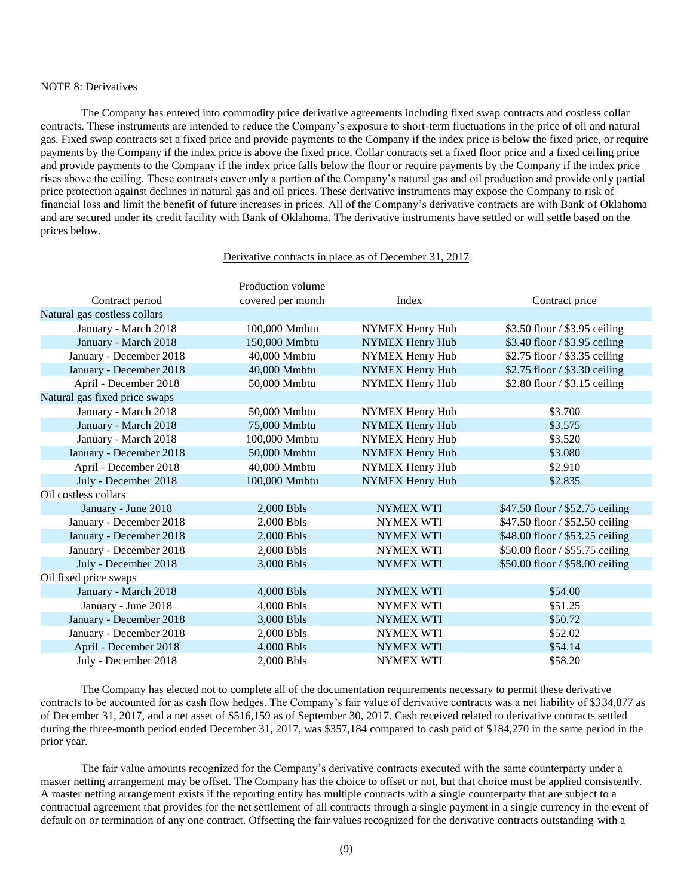NOTE 8: Derivatives

The Company has entered into commodity price derivative agreements including fixed swap contracts and costless collar contracts. These instruments are intended to reduce the Company's exposure to short-term fluctuations in the price of oil and natural gas. Fixed swap contracts set a fixed price and provide payments to the Company if the index price is below the fixed price, or require payments by the Company if the index price is above the fixed price. Collar contracts set a fixed floor price and a fixed ceiling price and provide payments to the Company if the index price falls below the floor or require payments by the Company if the index price rises above the ceiling. These contracts cover only a portion of the Company's natural gas and oil production and provide only partial price protection against declines in natural gas and oil prices. These derivative instruments may expose the Company to risk of financial loss and limit the benefit of future increases in prices. All of the Company's derivative contracts are with Bank of Oklahoma and are secured under its credit facility with Bank of Oklahoma. The derivative instruments have settled or will settle based on the prices below.

Derivative contracts in place as of December 31, 2017

| Contract period | Production volume covered per month | Index | Contract price |
|---|---|---|---|
| Natural gas costless collars | | | |
| January - March 2018 | 100,000 Mmbtu | NYMEX Henry Hub | \$3.50 floor / \$3.95 ceiling |
| January - March 2018 | 150,000 Mmbtu | NYMEX Henry Hub | \$3.40 floor / \$3.95 ceiling |
| January - December 2018 | 40,000 Mmbtu | NYMEX Henry Hub | \$2.75 floor / \$3.35 ceiling |
| January - December 2018 | 40,000 Mmbtu | NYMEX Henry Hub | \$2.75 floor / \$3.30 ceiling |
| April - December 2018 | 50,000 Mmbtu | NYMEX Henry Hub | \$2.80 floor / \$3.15 ceiling |
| Natural gas fixed price swaps | | | |
| January - March 2018 | 50,000 Mmbtu | NYMEX Henry Hub | \$3.700 |
| January - March 2018 | 75,000 Mmbtu | NYMEX Henry Hub | \$3.575 |
| January - March 2018 | 100,000 Mmbtu | NYMEX Henry Hub | \$3.520 |
| January - December 2018 | 50,000 Mmbtu | NYMEX Henry Hub | \$3.080 |
| April - December 2018 | 40,000 Mmbtu | NYMEX Henry Hub | \$2.910 |
| July - December 2018 | 100,000 Mmbtu | NYMEX Henry Hub | \$2.835 |
| Oil costless collars | | | |
| January - June 2018 | 2,000 Bbls | NYMEX WTI | \$47.50 floor / \$52.75 ceiling |
| January - December 2018 | 2,000 Bbls | NYMEX WTI | \$47.50 floor / \$52.50 ceiling |
| January - December 2018 | 2,000 Bbls | NYMEX WTI | \$48.00 floor / \$53.25 ceiling |
| January - December 2018 | 2,000 Bbls | NYMEX WTI | \$50.00 floor / \$55.75 ceiling |
| July - December 2018 | 3,000 Bbls | NYMEX WTI | \$50.00 floor / \$58.00 ceiling |
| Oil fixed price swaps | | | |
| January - March 2018 | 4,000 Bbls | NYMEX WTI | \$54.00 |
| January - June 2018 | 4,000 Bbls | NYMEX WTI | \$51.25 |
| January - December 2018 | 3,000 Bbls | NYMEX WTI | \$50.72 |
| January - December 2018 | 2,000 Bbls | NYMEX WTI | \$52.02 |
| April - December 2018 | 4,000 Bbls | NYMEX WTI | \$54.14 |
| July - December 2018 | 2,000 Bbls | NYMEX WTI | \$58.20 |

The Company has elected not to complete all of the documentation requirements necessary to permit these derivative contracts to be accounted for as cash flow hedges. The Company's fair value of derivative contracts was a net liability of \$334,877 as of December 31, 2017, and a net asset of \$516,159 as of September 30, 2017. Cash received related to derivative contracts settled during the three-month period ended December 31, 2017, was \$357,184 compared to cash paid of \$184,270 in the same period in the prior year.

The fair value amounts recognized for the Company's derivative contracts executed with the same counterparty under a master netting arrangement may be offset. The Company has the choice to offset or not, but that choice must be applied consistently. A master netting arrangement exists if the reporting entity has multiple contracts with a single counterparty that are subject to a contractual agreement that provides for the net settlement of all contracts through a single payment in a single currency in the event of default on or termination of any one contract. Offsetting the fair values recognized for the derivative contracts outstanding with a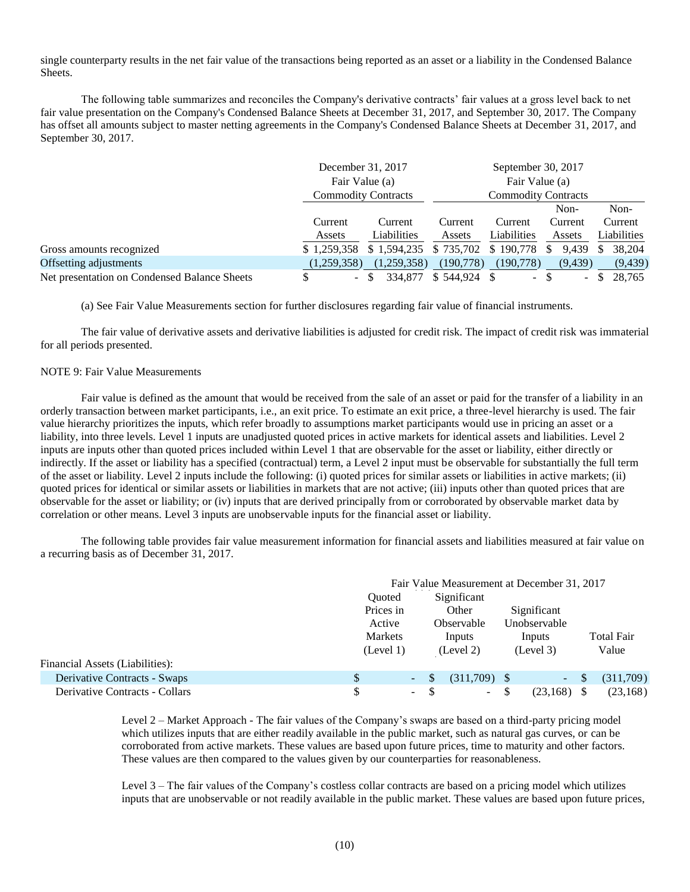single counterparty results in the net fair value of the transactions being reported as an asset or a liability in the Condensed Balance Sheets.

The following table summarizes and reconciles the Company's derivative contracts' fair values at a gross level back to net fair value presentation on the Company's Condensed Balance Sheets at December 31, 2017, and September 30, 2017. The Company has offset all amounts subject to master netting agreements in the Company's Condensed Balance Sheets at December 31, 2017, and September 30, 2017.

| | December 31, 2017 Fair Value (a) Commodity Contracts | | September 30, 2017 Fair Value (a) Commodity Contracts | | | |
|---|---|---|---|---|---|---|
| | Current Assets | Current Liabilities | Current Assets | Current Liabilities | Non-Current Assets | Non-Current Liabilities |
| Gross amounts recognized | $ 1,259,358 | $ 1,594,235 | $ 735,702 | $ 190,778 | $ 9,439 | $ 38,204 |
| Offsetting adjustments | (1,259,358) | (1,259,358) | (190,778) | (190,778) | (9,439) | (9,439) |
| Net presentation on Condensed Balance Sheets | $ - | $ 334,877 | $ 544,924 | $ - | $ - | $ 28,765 |

(a) See Fair Value Measurements section for further disclosures regarding fair value of financial instruments.

The fair value of derivative assets and derivative liabilities is adjusted for credit risk. The impact of credit risk was immaterial for all periods presented.

NOTE 9: Fair Value Measurements

Fair value is defined as the amount that would be received from the sale of an asset or paid for the transfer of a liability in an orderly transaction between market participants, i.e., an exit price. To estimate an exit price, a three-level hierarchy is used. The fair value hierarchy prioritizes the inputs, which refer broadly to assumptions market participants would use in pricing an asset or a liability, into three levels. Level 1 inputs are unadjusted quoted prices in active markets for identical assets and liabilities. Level 2 inputs are inputs other than quoted prices included within Level 1 that are observable for the asset or liability, either directly or indirectly. If the asset or liability has a specified (contractual) term, a Level 2 input must be observable for substantially the full term of the asset or liability. Level 2 inputs include the following: (i) quoted prices for similar assets or liabilities in active markets; (ii) quoted prices for identical or similar assets or liabilities in markets that are not active; (iii) inputs other than quoted prices that are observable for the asset or liability; or (iv) inputs that are derived principally from or corroborated by observable market data by correlation or other means. Level 3 inputs are unobservable inputs for the financial asset or liability.

The following table provides fair value measurement information for financial assets and liabilities measured at fair value on a recurring basis as of December 31, 2017.

| | Fair Value Measurement at December 31, 2017 | | | |
|---|---|---|---|---|
| | Quoted Prices in Active Markets (Level 1) | Significant Other Observable Inputs (Level 2) | Significant Unobservable Inputs (Level 3) | Total Fair Value |
| Financial Assets (Liabilities): | | | | |
| Derivative Contracts - Swaps | $ - | $ (311,709) | $ - | $ (311,709) |
| Derivative Contracts - Collars | $ - | $ - | $ (23,168) | $ (23,168) |

Level 2 – Market Approach - The fair values of the Company's swaps are based on a third-party pricing model which utilizes inputs that are either readily available in the public market, such as natural gas curves, or can be corroborated from active markets. These values are based upon future prices, time to maturity and other factors. These values are then compared to the values given by our counterparties for reasonableness.

Level 3 – The fair values of the Company's costless collar contracts are based on a pricing model which utilizes inputs that are unobservable or not readily available in the public market. These values are based upon future prices,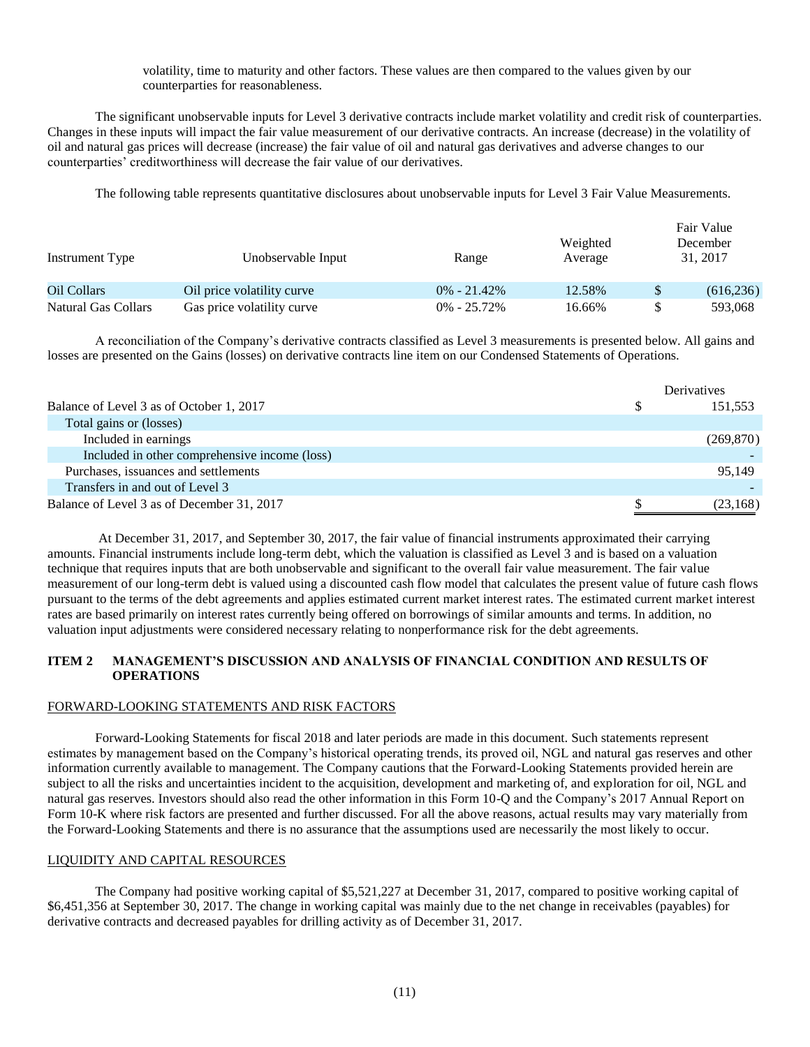volatility, time to maturity and other factors. These values are then compared to the values given by our counterparties for reasonableness.

The significant unobservable inputs for Level 3 derivative contracts include market volatility and credit risk of counterparties. Changes in these inputs will impact the fair value measurement of our derivative contracts. An increase (decrease) in the volatility of oil and natural gas prices will decrease (increase) the fair value of oil and natural gas derivatives and adverse changes to our counterparties' creditworthiness will decrease the fair value of our derivatives.

The following table represents quantitative disclosures about unobservable inputs for Level 3 Fair Value Measurements.

| Instrument Type | Unobservable Input | Range | Weighted Average | Fair Value December 31, 2017 |
|---|---|---|---|---|
| Oil Collars | Oil price volatility curve | 0% - 21.42% | 12.58% | $ (616,236) |
| Natural Gas Collars | Gas price volatility curve | 0% - 25.72% | 16.66% | $ 593,068 |

A reconciliation of the Company's derivative contracts classified as Level 3 measurements is presented below. All gains and losses are presented on the Gains (losses) on derivative contracts line item on our Condensed Statements of Operations.

| | Derivatives |
|---|---|
| Balance of Level 3 as of October 1, 2017 | $ 151,553 |
| Total gains or (losses) | |
| Included in earnings | (269,870) |
| Included in other comprehensive income (loss) | - |
| Purchases, issuances and settlements | 95,149 |
| Transfers in and out of Level 3 | - |
| Balance of Level 3 as of December 31, 2017 | $ (23,168) |

At December 31, 2017, and September 30, 2017, the fair value of financial instruments approximated their carrying amounts. Financial instruments include long-term debt, which the valuation is classified as Level 3 and is based on a valuation technique that requires inputs that are both unobservable and significant to the overall fair value measurement. The fair value measurement of our long-term debt is valued using a discounted cash flow model that calculates the present value of future cash flows pursuant to the terms of the debt agreements and applies estimated current market interest rates. The estimated current market interest rates are based primarily on interest rates currently being offered on borrowings of similar amounts and terms. In addition, no valuation input adjustments were considered necessary relating to nonperformance risk for the debt agreements.

## ITEM 2 MANAGEMENT'S DISCUSSION AND ANALYSIS OF FINANCIAL CONDITION AND RESULTS OF OPERATIONS

### FORWARD-LOOKING STATEMENTS AND RISK FACTORS

Forward-Looking Statements for fiscal 2018 and later periods are made in this document. Such statements represent estimates by management based on the Company's historical operating trends, its proved oil, NGL and natural gas reserves and other information currently available to management. The Company cautions that the Forward-Looking Statements provided herein are subject to all the risks and uncertainties incident to the acquisition, development and marketing of, and exploration for oil, NGL and natural gas reserves. Investors should also read the other information in this Form 10-Q and the Company's 2017 Annual Report on Form 10-K where risk factors are presented and further discussed. For all the above reasons, actual results may vary materially from the Forward-Looking Statements and there is no assurance that the assumptions used are necessarily the most likely to occur.

### LIQUIDITY AND CAPITAL RESOURCES

The Company had positive working capital of $5,521,227 at December 31, 2017, compared to positive working capital of $6,451,356 at September 30, 2017. The change in working capital was mainly due to the net change in receivables (payables) for derivative contracts and decreased payables for drilling activity as of December 31, 2017.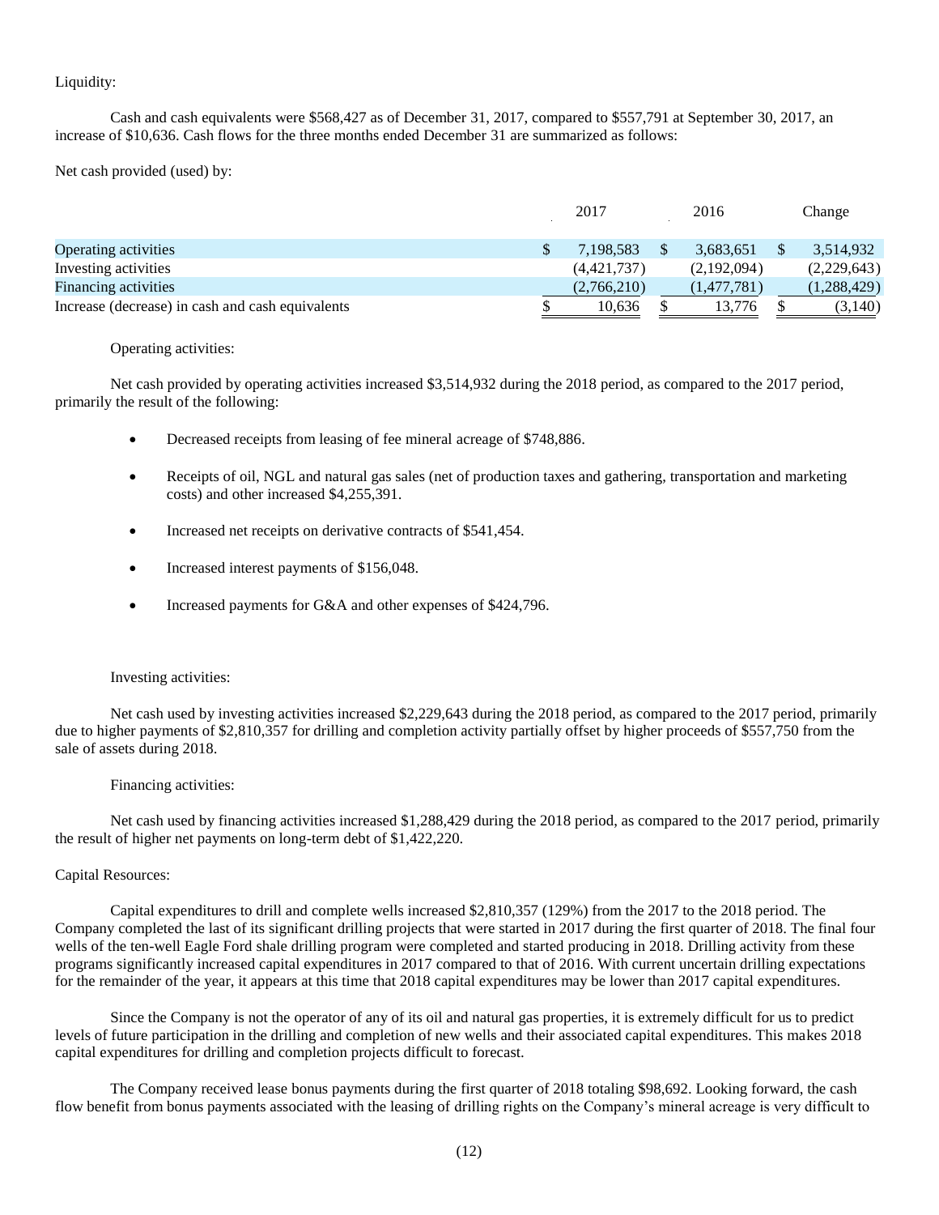Liquidity:

Cash and cash equivalents were $568,427 as of December 31, 2017, compared to $557,791 at September 30, 2017, an increase of $10,636. Cash flows for the three months ended December 31 are summarized as follows:

Net cash provided (used) by:

| | 2017 | 2016 | Change |
|---|---|---|---|
| Operating activities | $ 7,198,583 | $ 3,683,651 | $ 3,514,932 |
| Investing activities | (4,421,737) | (2,192,094) | (2,229,643) |
| Financing activities | (2,766,210) | (1,477,781) | (1,288,429) |
| Increase (decrease) in cash and cash equivalents | $ 10,636 | $ 13,776 | $ (3,140) |

Operating activities:

Net cash provided by operating activities increased $3,514,932 during the 2018 period, as compared to the 2017 period, primarily the result of the following:

- Decreased receipts from leasing of fee mineral acreage of $748,886.
- Receipts of oil, NGL and natural gas sales (net of production taxes and gathering, transportation and marketing costs) and other increased $4,255,391.
- Increased net receipts on derivative contracts of $541,454.
- Increased interest payments of $156,048.
- Increased payments for G&A and other expenses of $424,796.

Investing activities:

Net cash used by investing activities increased $2,229,643 during the 2018 period, as compared to the 2017 period, primarily due to higher payments of $2,810,357 for drilling and completion activity partially offset by higher proceeds of $557,750 from the sale of assets during 2018.

Financing activities:

Net cash used by financing activities increased $1,288,429 during the 2018 period, as compared to the 2017 period, primarily the result of higher net payments on long-term debt of $1,422,220.

Capital Resources:

Capital expenditures to drill and complete wells increased $2,810,357 (129%) from the 2017 to the 2018 period. The Company completed the last of its significant drilling projects that were started in 2017 during the first quarter of 2018. The final four wells of the ten-well Eagle Ford shale drilling program were completed and started producing in 2018. Drilling activity from these programs significantly increased capital expenditures in 2017 compared to that of 2016. With current uncertain drilling expectations for the remainder of the year, it appears at this time that 2018 capital expenditures may be lower than 2017 capital expenditures.

Since the Company is not the operator of any of its oil and natural gas properties, it is extremely difficult for us to predict levels of future participation in the drilling and completion of new wells and their associated capital expenditures. This makes 2018 capital expenditures for drilling and completion projects difficult to forecast.

The Company received lease bonus payments during the first quarter of 2018 totaling $98,692. Looking forward, the cash flow benefit from bonus payments associated with the leasing of drilling rights on the Company's mineral acreage is very difficult to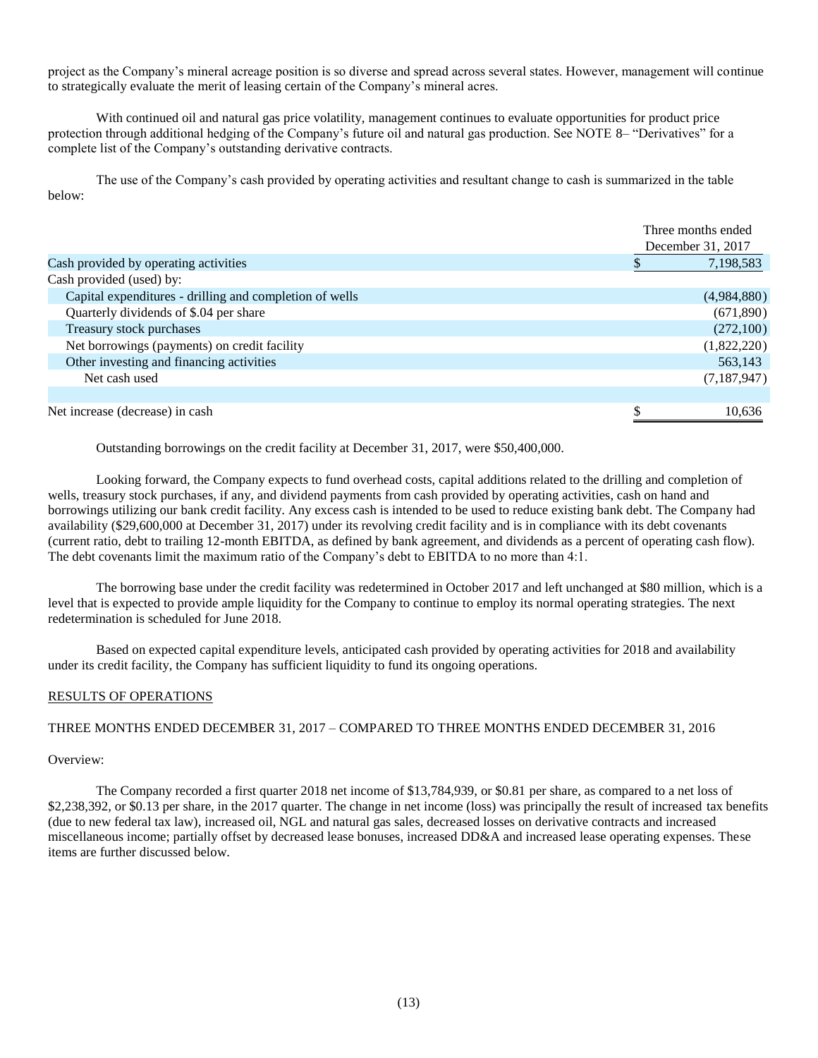project as the Company's mineral acreage position is so diverse and spread across several states. However, management will continue to strategically evaluate the merit of leasing certain of the Company's mineral acres.

With continued oil and natural gas price volatility, management continues to evaluate opportunities for product price protection through additional hedging of the Company's future oil and natural gas production. See NOTE 8– "Derivatives" for a complete list of the Company's outstanding derivative contracts.

The use of the Company's cash provided by operating activities and resultant change to cash is summarized in the table below:

| | Three months ended December 31, 2017 |
|---|---|
| Cash provided by operating activities | $ 7,198,583 |
| Cash provided (used) by: | |
| Capital expenditures - drilling and completion of wells | (4,984,880) |
| Quarterly dividends of $.04 per share | (671,890) |
| Treasury stock purchases | (272,100) |
| Net borrowings (payments) on credit facility | (1,822,220) |
| Other investing and financing activities | 563,143 |
| Net cash used | (7,187,947) |
| | |
| Net increase (decrease) in cash | $ 10,636 |

Outstanding borrowings on the credit facility at December 31, 2017, were $50,400,000.

Looking forward, the Company expects to fund overhead costs, capital additions related to the drilling and completion of wells, treasury stock purchases, if any, and dividend payments from cash provided by operating activities, cash on hand and borrowings utilizing our bank credit facility. Any excess cash is intended to be used to reduce existing bank debt. The Company had availability ($29,600,000 at December 31, 2017) under its revolving credit facility and is in compliance with its debt covenants (current ratio, debt to trailing 12-month EBITDA, as defined by bank agreement, and dividends as a percent of operating cash flow). The debt covenants limit the maximum ratio of the Company's debt to EBITDA to no more than 4:1.

The borrowing base under the credit facility was redetermined in October 2017 and left unchanged at $80 million, which is a level that is expected to provide ample liquidity for the Company to continue to employ its normal operating strategies. The next redetermination is scheduled for June 2018.

Based on expected capital expenditure levels, anticipated cash provided by operating activities for 2018 and availability under its credit facility, the Company has sufficient liquidity to fund its ongoing operations.

## RESULTS OF OPERATIONS

### THREE MONTHS ENDED DECEMBER 31, 2017 – COMPARED TO THREE MONTHS ENDED DECEMBER 31, 2016

Overview:

The Company recorded a first quarter 2018 net income of $13,784,939, or $0.81 per share, as compared to a net loss of $2,238,392, or $0.13 per share, in the 2017 quarter. The change in net income (loss) was principally the result of increased tax benefits (due to new federal tax law), increased oil, NGL and natural gas sales, decreased losses on derivative contracts and increased miscellaneous income; partially offset by decreased lease bonuses, increased DD&A and increased lease operating expenses. These items are further discussed below.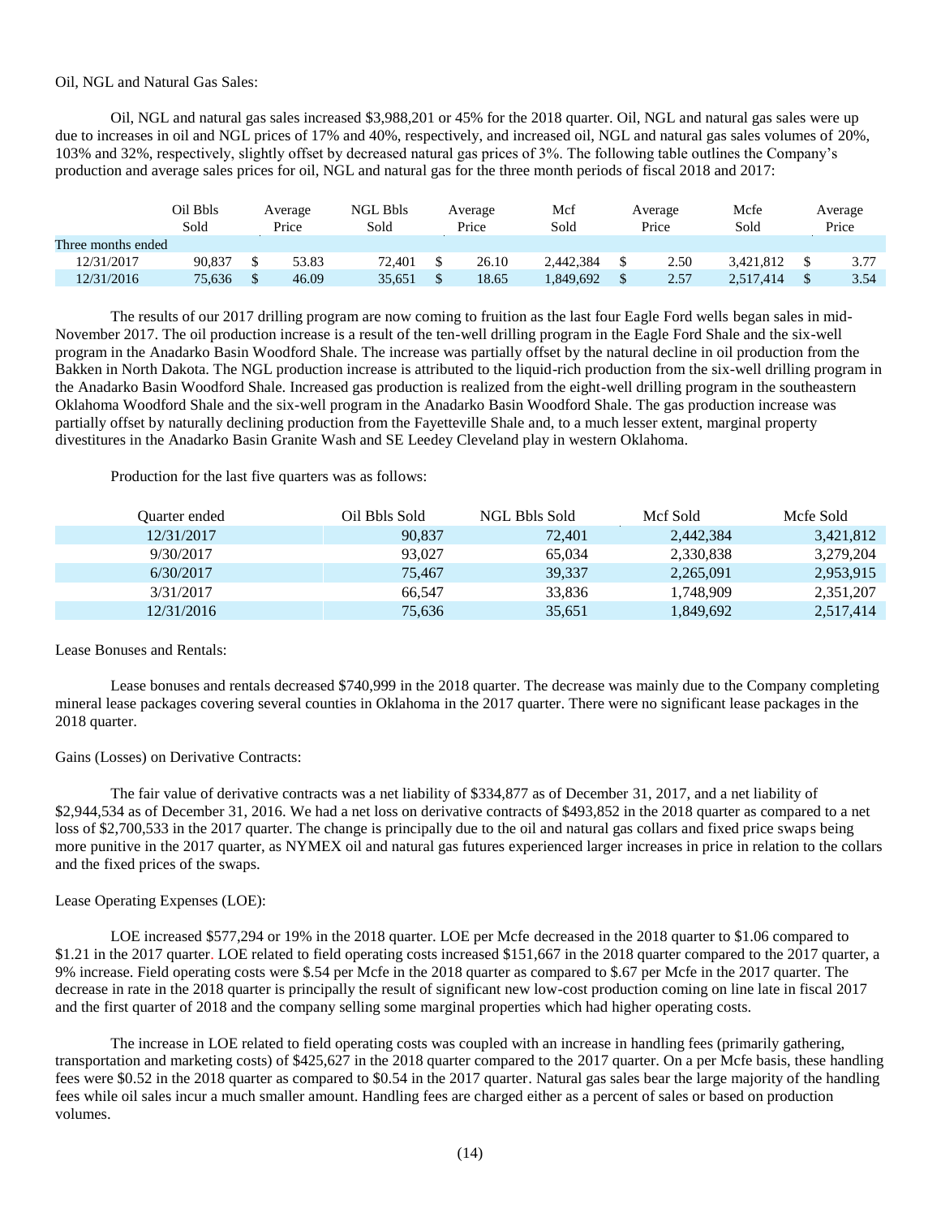Oil, NGL and Natural Gas Sales:

Oil, NGL and natural gas sales increased $3,988,201 or 45% for the 2018 quarter. Oil, NGL and natural gas sales were up due to increases in oil and NGL prices of 17% and 40%, respectively, and increased oil, NGL and natural gas sales volumes of 20%, 103% and 32%, respectively, slightly offset by decreased natural gas prices of 3%. The following table outlines the Company's production and average sales prices for oil, NGL and natural gas for the three month periods of fiscal 2018 and 2017:

| | Oil Bbls Sold | Average Price | NGL Bbls Sold | Average Price | Mcf Sold | Average Price | Mcfe Sold | Average Price |
|---|---|---|---|---|---|---|---|---|
| Three months ended | | | | | | | | |
| 12/31/2017 | 90,837 | $ 53.83 | 72,401 | $ 26.10 | 2,442,384 | $ 2.50 | 3,421,812 | $ 3.77 |
| 12/31/2016 | 75,636 | $ 46.09 | 35,651 | $ 18.65 | 1,849,692 | $ 2.57 | 2,517,414 | $ 3.54 |

The results of our 2017 drilling program are now coming to fruition as the last four Eagle Ford wells began sales in mid-November 2017. The oil production increase is a result of the ten-well drilling program in the Eagle Ford Shale and the six-well program in the Anadarko Basin Woodford Shale. The increase was partially offset by the natural decline in oil production from the Bakken in North Dakota. The NGL production increase is attributed to the liquid-rich production from the six-well drilling program in the Anadarko Basin Woodford Shale. Increased gas production is realized from the eight-well drilling program in the southeastern Oklahoma Woodford Shale and the six-well program in the Anadarko Basin Woodford Shale. The gas production increase was partially offset by naturally declining production from the Fayetteville Shale and, to a much lesser extent, marginal property divestitures in the Anadarko Basin Granite Wash and SE Leedey Cleveland play in western Oklahoma.

Production for the last five quarters was as follows:

| Quarter ended | Oil Bbls Sold | NGL Bbls Sold | Mcf Sold | Mcfe Sold |
|---|---|---|---|---|
| 12/31/2017 | 90,837 | 72,401 | 2,442,384 | 3,421,812 |
| 9/30/2017 | 93,027 | 65,034 | 2,330,838 | 3,279,204 |
| 6/30/2017 | 75,467 | 39,337 | 2,265,091 | 2,953,915 |
| 3/31/2017 | 66,547 | 33,836 | 1,748,909 | 2,351,207 |
| 12/31/2016 | 75,636 | 35,651 | 1,849,692 | 2,517,414 |

Lease Bonuses and Rentals:

Lease bonuses and rentals decreased $740,999 in the 2018 quarter. The decrease was mainly due to the Company completing mineral lease packages covering several counties in Oklahoma in the 2017 quarter. There were no significant lease packages in the 2018 quarter.

Gains (Losses) on Derivative Contracts:

The fair value of derivative contracts was a net liability of $334,877 as of December 31, 2017, and a net liability of $2,944,534 as of December 31, 2016. We had a net loss on derivative contracts of $493,852 in the 2018 quarter as compared to a net loss of $2,700,533 in the 2017 quarter. The change is principally due to the oil and natural gas collars and fixed price swaps being more punitive in the 2017 quarter, as NYMEX oil and natural gas futures experienced larger increases in price in relation to the collars and the fixed prices of the swaps.

Lease Operating Expenses (LOE):

LOE increased $577,294 or 19% in the 2018 quarter. LOE per Mcfe decreased in the 2018 quarter to $1.06 compared to $1.21 in the 2017 quarter. LOE related to field operating costs increased $151,667 in the 2018 quarter compared to the 2017 quarter, a 9% increase. Field operating costs were $.54 per Mcfe in the 2018 quarter as compared to $.67 per Mcfe in the 2017 quarter. The decrease in rate in the 2018 quarter is principally the result of significant new low-cost production coming on line late in fiscal 2017 and the first quarter of 2018 and the company selling some marginal properties which had higher operating costs.

The increase in LOE related to field operating costs was coupled with an increase in handling fees (primarily gathering, transportation and marketing costs) of $425,627 in the 2018 quarter compared to the 2017 quarter. On a per Mcfe basis, these handling fees were $0.52 in the 2018 quarter as compared to $0.54 in the 2017 quarter. Natural gas sales bear the large majority of the handling fees while oil sales incur a much smaller amount. Handling fees are charged either as a percent of sales or based on production volumes.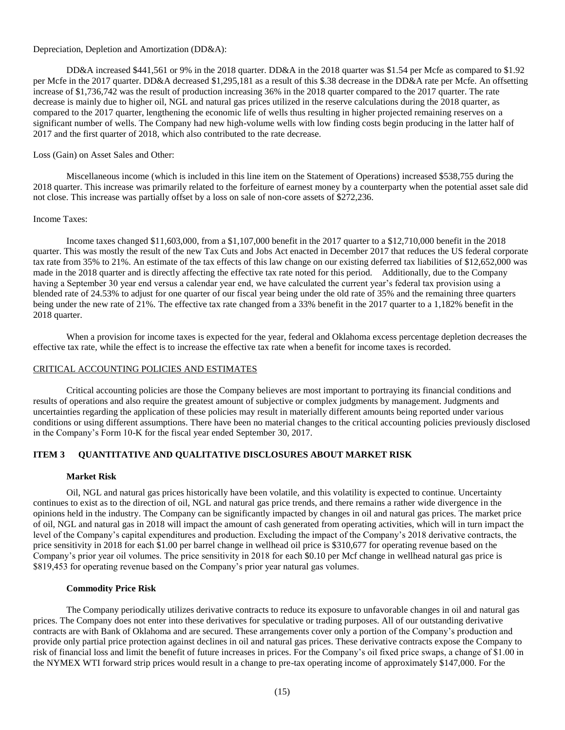Depreciation, Depletion and Amortization (DD&A):

DD&A increased $441,561 or 9% in the 2018 quarter. DD&A in the 2018 quarter was $1.54 per Mcfe as compared to $1.92 per Mcfe in the 2017 quarter. DD&A decreased $1,295,181 as a result of this $.38 decrease in the DD&A rate per Mcfe. An offsetting increase of $1,736,742 was the result of production increasing 36% in the 2018 quarter compared to the 2017 quarter. The rate decrease is mainly due to higher oil, NGL and natural gas prices utilized in the reserve calculations during the 2018 quarter, as compared to the 2017 quarter, lengthening the economic life of wells thus resulting in higher projected remaining reserves on a significant number of wells. The Company had new high-volume wells with low finding costs begin producing in the latter half of 2017 and the first quarter of 2018, which also contributed to the rate decrease.

Loss (Gain) on Asset Sales and Other:

Miscellaneous income (which is included in this line item on the Statement of Operations) increased $538,755 during the 2018 quarter. This increase was primarily related to the forfeiture of earnest money by a counterparty when the potential asset sale did not close. This increase was partially offset by a loss on sale of non-core assets of $272,236.

Income Taxes:

Income taxes changed $11,603,000, from a $1,107,000 benefit in the 2017 quarter to a $12,710,000 benefit in the 2018 quarter. This was mostly the result of the new Tax Cuts and Jobs Act enacted in December 2017 that reduces the US federal corporate tax rate from 35% to 21%. An estimate of the tax effects of this law change on our existing deferred tax liabilities of $12,652,000 was made in the 2018 quarter and is directly affecting the effective tax rate noted for this period. Additionally, due to the Company having a September 30 year end versus a calendar year end, we have calculated the current year's federal tax provision using a blended rate of 24.53% to adjust for one quarter of our fiscal year being under the old rate of 35% and the remaining three quarters being under the new rate of 21%. The effective tax rate changed from a 33% benefit in the 2017 quarter to a 1,182% benefit in the 2018 quarter.

When a provision for income taxes is expected for the year, federal and Oklahoma excess percentage depletion decreases the effective tax rate, while the effect is to increase the effective tax rate when a benefit for income taxes is recorded.

CRITICAL ACCOUNTING POLICIES AND ESTIMATES

Critical accounting policies are those the Company believes are most important to portraying its financial conditions and results of operations and also require the greatest amount of subjective or complex judgments by management. Judgments and uncertainties regarding the application of these policies may result in materially different amounts being reported under various conditions or using different assumptions. There have been no material changes to the critical accounting policies previously disclosed in the Company's Form 10-K for the fiscal year ended September 30, 2017.

## ITEM 3 QUANTITATIVE AND QUALITATIVE DISCLOSURES ABOUT MARKET RISK

### Market Risk

Oil, NGL and natural gas prices historically have been volatile, and this volatility is expected to continue. Uncertainty continues to exist as to the direction of oil, NGL and natural gas price trends, and there remains a rather wide divergence in the opinions held in the industry. The Company can be significantly impacted by changes in oil and natural gas prices. The market price of oil, NGL and natural gas in 2018 will impact the amount of cash generated from operating activities, which will in turn impact the level of the Company's capital expenditures and production. Excluding the impact of the Company's 2018 derivative contracts, the price sensitivity in 2018 for each $1.00 per barrel change in wellhead oil price is $310,677 for operating revenue based on the Company's prior year oil volumes. The price sensitivity in 2018 for each $0.10 per Mcf change in wellhead natural gas price is $819,453 for operating revenue based on the Company's prior year natural gas volumes.

### Commodity Price Risk

The Company periodically utilizes derivative contracts to reduce its exposure to unfavorable changes in oil and natural gas prices. The Company does not enter into these derivatives for speculative or trading purposes. All of our outstanding derivative contracts are with Bank of Oklahoma and are secured. These arrangements cover only a portion of the Company's production and provide only partial price protection against declines in oil and natural gas prices. These derivative contracts expose the Company to risk of financial loss and limit the benefit of future increases in prices. For the Company's oil fixed price swaps, a change of $1.00 in the NYMEX WTI forward strip prices would result in a change to pre-tax operating income of approximately $147,000. For the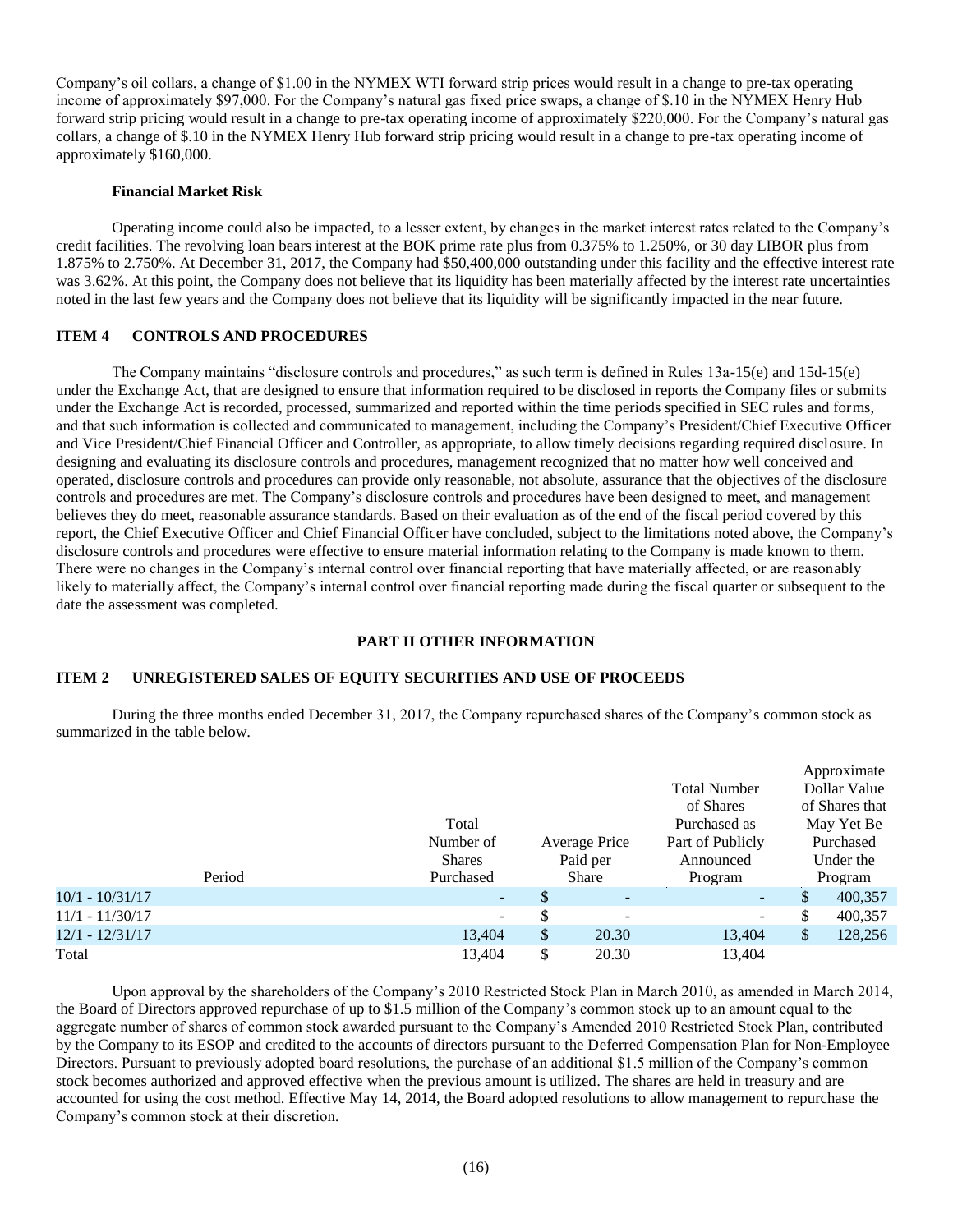Company's oil collars, a change of $1.00 in the NYMEX WTI forward strip prices would result in a change to pre-tax operating income of approximately $97,000. For the Company's natural gas fixed price swaps, a change of $.10 in the NYMEX Henry Hub forward strip pricing would result in a change to pre-tax operating income of approximately $220,000. For the Company's natural gas collars, a change of $.10 in the NYMEX Henry Hub forward strip pricing would result in a change to pre-tax operating income of approximately $160,000.

**Financial Market Risk**

Operating income could also be impacted, to a lesser extent, by changes in the market interest rates related to the Company's credit facilities. The revolving loan bears interest at the BOK prime rate plus from 0.375% to 1.250%, or 30 day LIBOR plus from 1.875% to 2.750%. At December 31, 2017, the Company had $50,400,000 outstanding under this facility and the effective interest rate was 3.62%. At this point, the Company does not believe that its liquidity has been materially affected by the interest rate uncertainties noted in the last few years and the Company does not believe that its liquidity will be significantly impacted in the near future.

## ITEM 4 CONTROLS AND PROCEDURES

The Company maintains "disclosure controls and procedures," as such term is defined in Rules 13a-15(e) and 15d-15(e) under the Exchange Act, that are designed to ensure that information required to be disclosed in reports the Company files or submits under the Exchange Act is recorded, processed, summarized and reported within the time periods specified in SEC rules and forms, and that such information is collected and communicated to management, including the Company's President/Chief Executive Officer and Vice President/Chief Financial Officer and Controller, as appropriate, to allow timely decisions regarding required disclosure. In designing and evaluating its disclosure controls and procedures, management recognized that no matter how well conceived and operated, disclosure controls and procedures can provide only reasonable, not absolute, assurance that the objectives of the disclosure controls and procedures are met. The Company's disclosure controls and procedures have been designed to meet, and management believes they do meet, reasonable assurance standards. Based on their evaluation as of the end of the fiscal period covered by this report, the Chief Executive Officer and Chief Financial Officer have concluded, subject to the limitations noted above, the Company's disclosure controls and procedures were effective to ensure material information relating to the Company is made known to them. There were no changes in the Company's internal control over financial reporting that have materially affected, or are reasonably likely to materially affect, the Company's internal control over financial reporting made during the fiscal quarter or subsequent to the date the assessment was completed.

# PART II OTHER INFORMATION

## ITEM 2 UNREGISTERED SALES OF EQUITY SECURITIES AND USE OF PROCEEDS

During the three months ended December 31, 2017, the Company repurchased shares of the Company's common stock as summarized in the table below.

| Period | Total Number of Shares Purchased | Average Price Paid per Share | Total Number of Shares Purchased as Part of Publicly Announced Program | Approximate Dollar Value of Shares that May Yet Be Purchased Under the Program |
|---|---|---|---|---|
| 10/1 - 10/31/17 | - | $ - | - | $ 400,357 |
| 11/1 - 11/30/17 | - | $ - | - | $ 400,357 |
| 12/1 - 12/31/17 | 13,404 | $ 20.30 | 13,404 | $ 128,256 |
| Total | 13,404 | $ 20.30 | 13,404 | |

Upon approval by the shareholders of the Company's 2010 Restricted Stock Plan in March 2010, as amended in March 2014, the Board of Directors approved repurchase of up to $1.5 million of the Company's common stock up to an amount equal to the aggregate number of shares of common stock awarded pursuant to the Company's Amended 2010 Restricted Stock Plan, contributed by the Company to its ESOP and credited to the accounts of directors pursuant to the Deferred Compensation Plan for Non-Employee Directors. Pursuant to previously adopted board resolutions, the purchase of an additional $1.5 million of the Company's common stock becomes authorized and approved effective when the previous amount is utilized. The shares are held in treasury and are accounted for using the cost method. Effective May 14, 2014, the Board adopted resolutions to allow management to repurchase the Company's common stock at their discretion.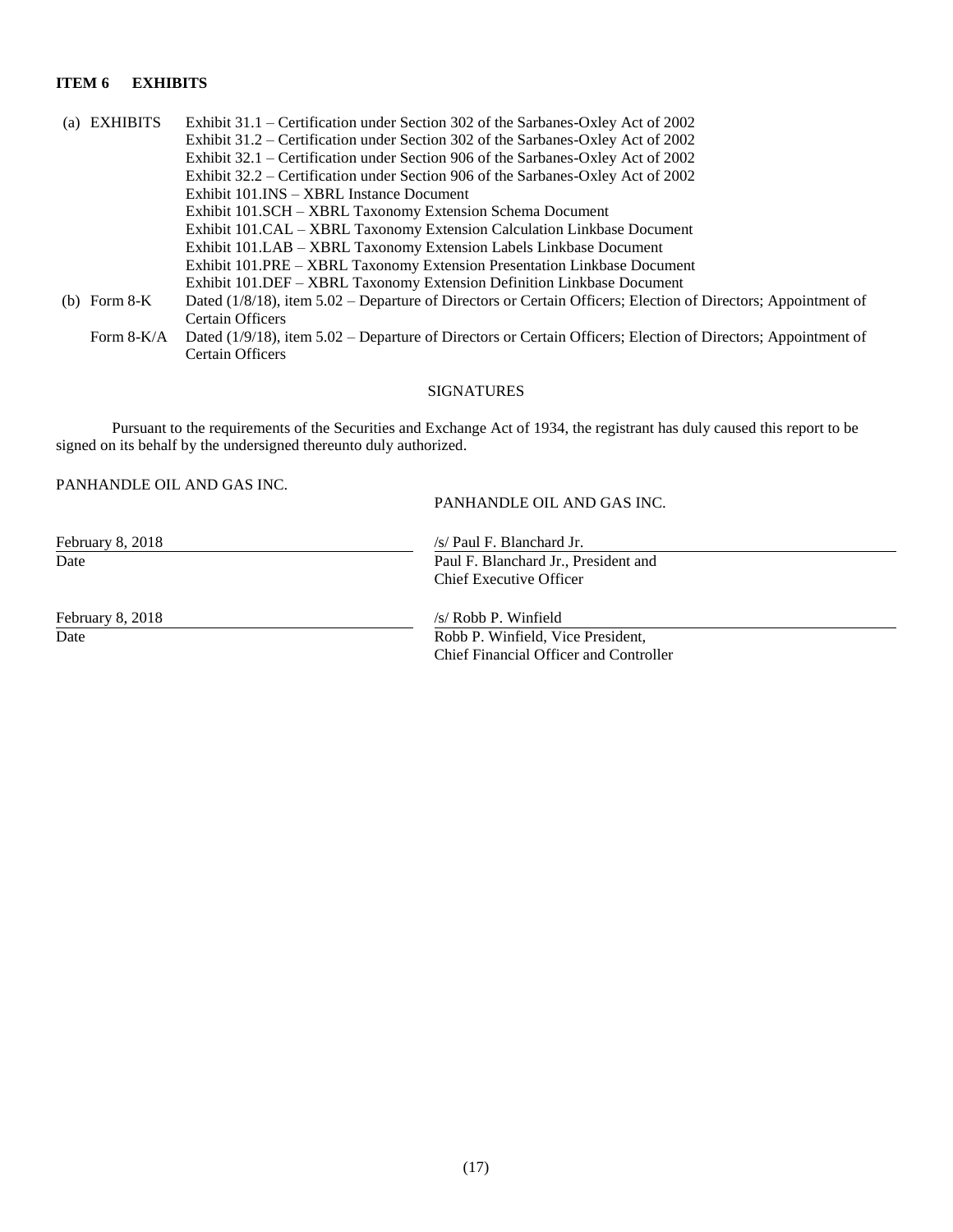## ITEM 6 EXHIBITS

| | |
|---|---|
| (a) EXHIBITS | Exhibit 31.1 – Certification under Section 302 of the Sarbanes-Oxley Act of 2002 |
| | Exhibit 31.2 – Certification under Section 302 of the Sarbanes-Oxley Act of 2002 |
| | Exhibit 32.1 – Certification under Section 906 of the Sarbanes-Oxley Act of 2002 |
| | Exhibit 32.2 – Certification under Section 906 of the Sarbanes-Oxley Act of 2002 |
| | Exhibit 101.INS – XBRL Instance Document |
| | Exhibit 101.SCH – XBRL Taxonomy Extension Schema Document |
| | Exhibit 101.CAL – XBRL Taxonomy Extension Calculation Linkbase Document |
| | Exhibit 101.LAB – XBRL Taxonomy Extension Labels Linkbase Document |
| | Exhibit 101.PRE – XBRL Taxonomy Extension Presentation Linkbase Document |
| | Exhibit 101.DEF – XBRL Taxonomy Extension Definition Linkbase Document |
| (b) Form 8-K | Dated (1/8/18), item 5.02 – Departure of Directors or Certain Officers; Election of Directors; Appointment of Certain Officers |
| Form 8-K/A | Dated (1/9/18), item 5.02 – Departure of Directors or Certain Officers; Election of Directors; Appointment of Certain Officers |

SIGNATURES

Pursuant to the requirements of the Securities and Exchange Act of 1934, the registrant has duly caused this report to be signed on its behalf by the undersigned thereunto duly authorized.

PANHANDLE OIL AND GAS INC.

PANHANDLE OIL AND GAS INC.

| | |
|---|---|
| February 8, 2018 | /s/ Paul F. Blanchard Jr. |
| Date | Paul F. Blanchard Jr., President and Chief Executive Officer |
| February 8, 2018 | /s/ Robb P. Winfield |
| Date | Robb P. Winfield, Vice President, Chief Financial Officer and Controller |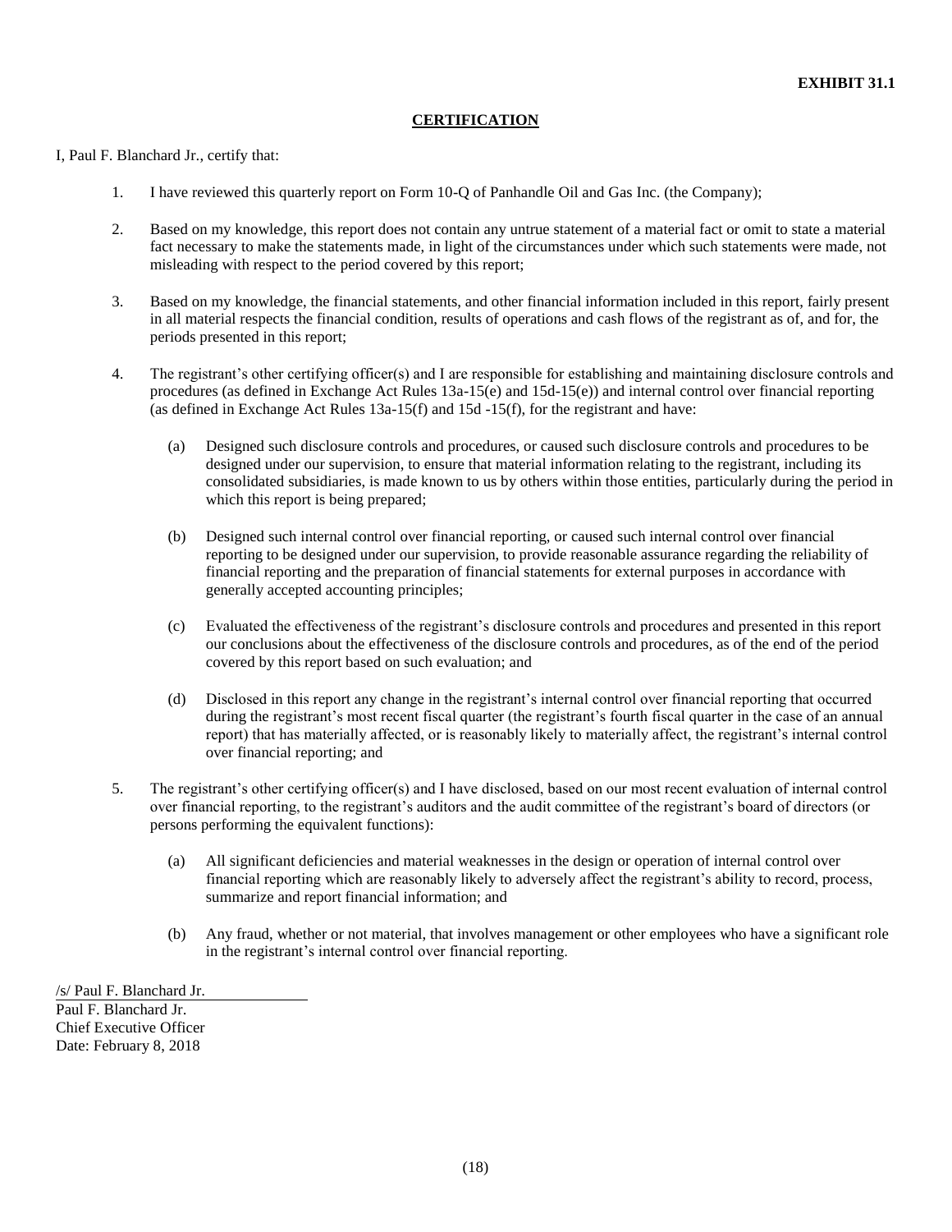**EXHIBIT 31.1**

**CERTIFICATION**

I, Paul F. Blanchard Jr., certify that:

1. I have reviewed this quarterly report on Form 10-Q of Panhandle Oil and Gas Inc. (the Company);

2. Based on my knowledge, this report does not contain any untrue statement of a material fact or omit to state a material fact necessary to make the statements made, in light of the circumstances under which such statements were made, not misleading with respect to the period covered by this report;

3. Based on my knowledge, the financial statements, and other financial information included in this report, fairly present in all material respects the financial condition, results of operations and cash flows of the registrant as of, and for, the periods presented in this report;

4. The registrant's other certifying officer(s) and I are responsible for establishing and maintaining disclosure controls and procedures (as defined in Exchange Act Rules 13a-15(e) and 15d-15(e)) and internal control over financial reporting (as defined in Exchange Act Rules 13a-15(f) and 15d -15(f), for the registrant and have:

   (a) Designed such disclosure controls and procedures, or caused such disclosure controls and procedures to be designed under our supervision, to ensure that material information relating to the registrant, including its consolidated subsidiaries, is made known to us by others within those entities, particularly during the period in which this report is being prepared;

   (b) Designed such internal control over financial reporting, or caused such internal control over financial reporting to be designed under our supervision, to provide reasonable assurance regarding the reliability of financial reporting and the preparation of financial statements for external purposes in accordance with generally accepted accounting principles;

   (c) Evaluated the effectiveness of the registrant's disclosure controls and procedures and presented in this report our conclusions about the effectiveness of the disclosure controls and procedures, as of the end of the period covered by this report based on such evaluation; and

   (d) Disclosed in this report any change in the registrant's internal control over financial reporting that occurred during the registrant's most recent fiscal quarter (the registrant's fourth fiscal quarter in the case of an annual report) that has materially affected, or is reasonably likely to materially affect, the registrant's internal control over financial reporting; and

5. The registrant's other certifying officer(s) and I have disclosed, based on our most recent evaluation of internal control over financial reporting, to the registrant's auditors and the audit committee of the registrant's board of directors (or persons performing the equivalent functions):

   (a) All significant deficiencies and material weaknesses in the design or operation of internal control over financial reporting which are reasonably likely to adversely affect the registrant's ability to record, process, summarize and report financial information; and

   (b) Any fraud, whether or not material, that involves management or other employees who have a significant role in the registrant's internal control over financial reporting.

/s/ Paul F. Blanchard Jr.
Paul F. Blanchard Jr.
Chief Executive Officer
Date: February 8, 2018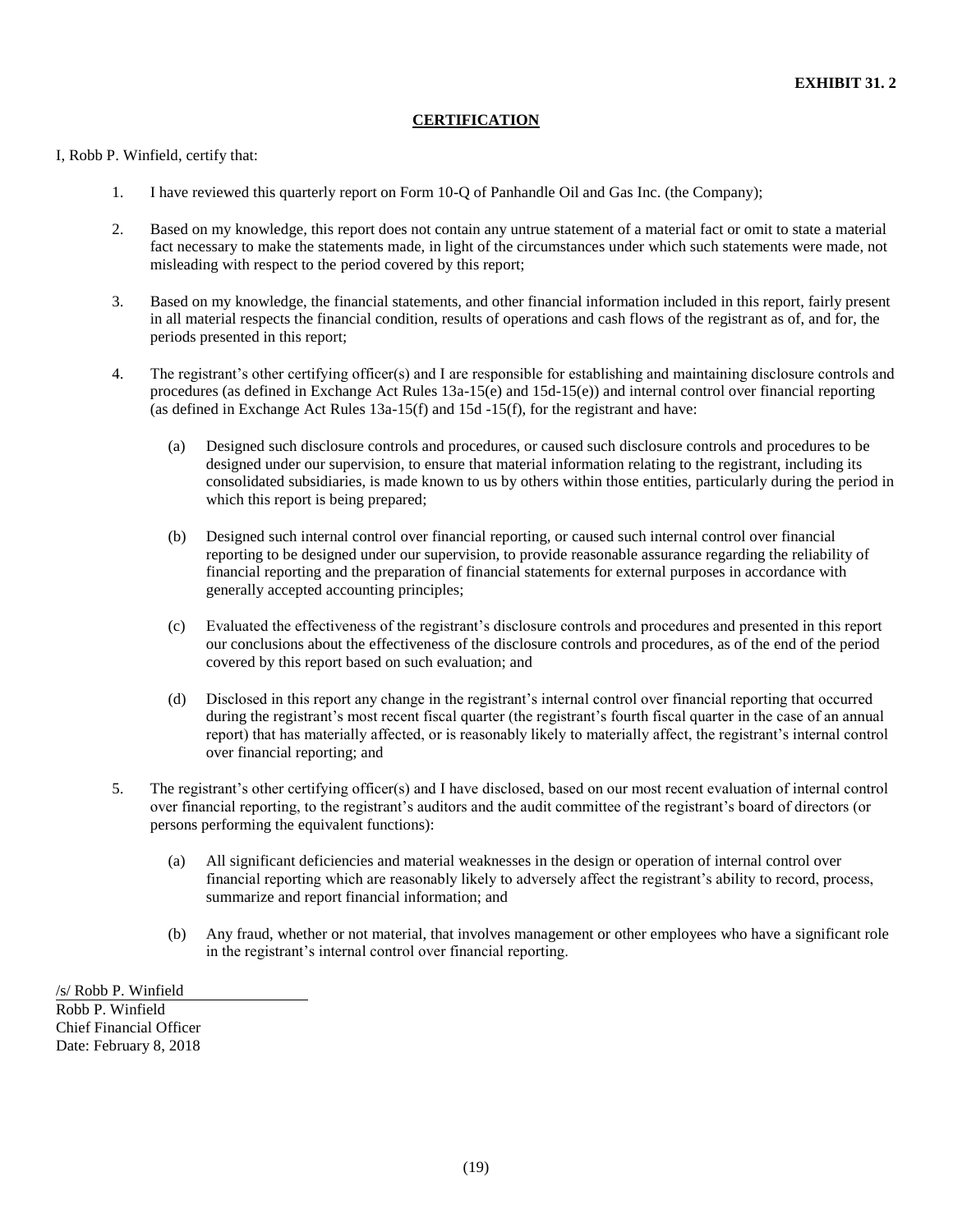**EXHIBIT 31. 2**

**CERTIFICATION**

I, Robb P. Winfield, certify that:

1. I have reviewed this quarterly report on Form 10-Q of Panhandle Oil and Gas Inc. (the Company);

2. Based on my knowledge, this report does not contain any untrue statement of a material fact or omit to state a material fact necessary to make the statements made, in light of the circumstances under which such statements were made, not misleading with respect to the period covered by this report;

3. Based on my knowledge, the financial statements, and other financial information included in this report, fairly present in all material respects the financial condition, results of operations and cash flows of the registrant as of, and for, the periods presented in this report;

4. The registrant's other certifying officer(s) and I are responsible for establishing and maintaining disclosure controls and procedures (as defined in Exchange Act Rules 13a-15(e) and 15d-15(e)) and internal control over financial reporting (as defined in Exchange Act Rules 13a-15(f) and 15d -15(f), for the registrant and have:

   (a) Designed such disclosure controls and procedures, or caused such disclosure controls and procedures to be designed under our supervision, to ensure that material information relating to the registrant, including its consolidated subsidiaries, is made known to us by others within those entities, particularly during the period in which this report is being prepared;

   (b) Designed such internal control over financial reporting, or caused such internal control over financial reporting to be designed under our supervision, to provide reasonable assurance regarding the reliability of financial reporting and the preparation of financial statements for external purposes in accordance with generally accepted accounting principles;

   (c) Evaluated the effectiveness of the registrant's disclosure controls and procedures and presented in this report our conclusions about the effectiveness of the disclosure controls and procedures, as of the end of the period covered by this report based on such evaluation; and

   (d) Disclosed in this report any change in the registrant's internal control over financial reporting that occurred during the registrant's most recent fiscal quarter (the registrant's fourth fiscal quarter in the case of an annual report) that has materially affected, or is reasonably likely to materially affect, the registrant's internal control over financial reporting; and

5. The registrant's other certifying officer(s) and I have disclosed, based on our most recent evaluation of internal control over financial reporting, to the registrant's auditors and the audit committee of the registrant's board of directors (or persons performing the equivalent functions):

   (a) All significant deficiencies and material weaknesses in the design or operation of internal control over financial reporting which are reasonably likely to adversely affect the registrant's ability to record, process, summarize and report financial information; and

   (b) Any fraud, whether or not material, that involves management or other employees who have a significant role in the registrant's internal control over financial reporting.

/s/ Robb P. Winfield
Robb P. Winfield
Chief Financial Officer
Date: February 8, 2018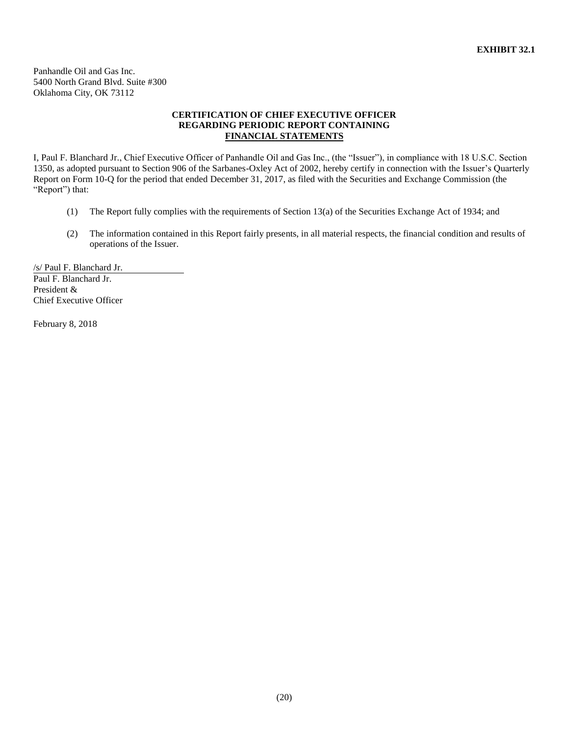**EXHIBIT 32.1**

Panhandle Oil and Gas Inc.
5400 North Grand Blvd. Suite #300
Oklahoma City, OK 73112

**CERTIFICATION OF CHIEF EXECUTIVE OFFICER**
**REGARDING PERIODIC REPORT CONTAINING**
**FINANCIAL STATEMENTS**

I, Paul F. Blanchard Jr., Chief Executive Officer of Panhandle Oil and Gas Inc., (the "Issuer"), in compliance with 18 U.S.C. Section 1350, as adopted pursuant to Section 906 of the Sarbanes-Oxley Act of 2002, hereby certify in connection with the Issuer's Quarterly Report on Form 10-Q for the period that ended December 31, 2017, as filed with the Securities and Exchange Commission (the "Report") that:

(1) The Report fully complies with the requirements of Section 13(a) of the Securities Exchange Act of 1934; and

(2) The information contained in this Report fairly presents, in all material respects, the financial condition and results of operations of the Issuer.

/s/ Paul F. Blanchard Jr.
Paul F. Blanchard Jr.
President &
Chief Executive Officer

February 8, 2018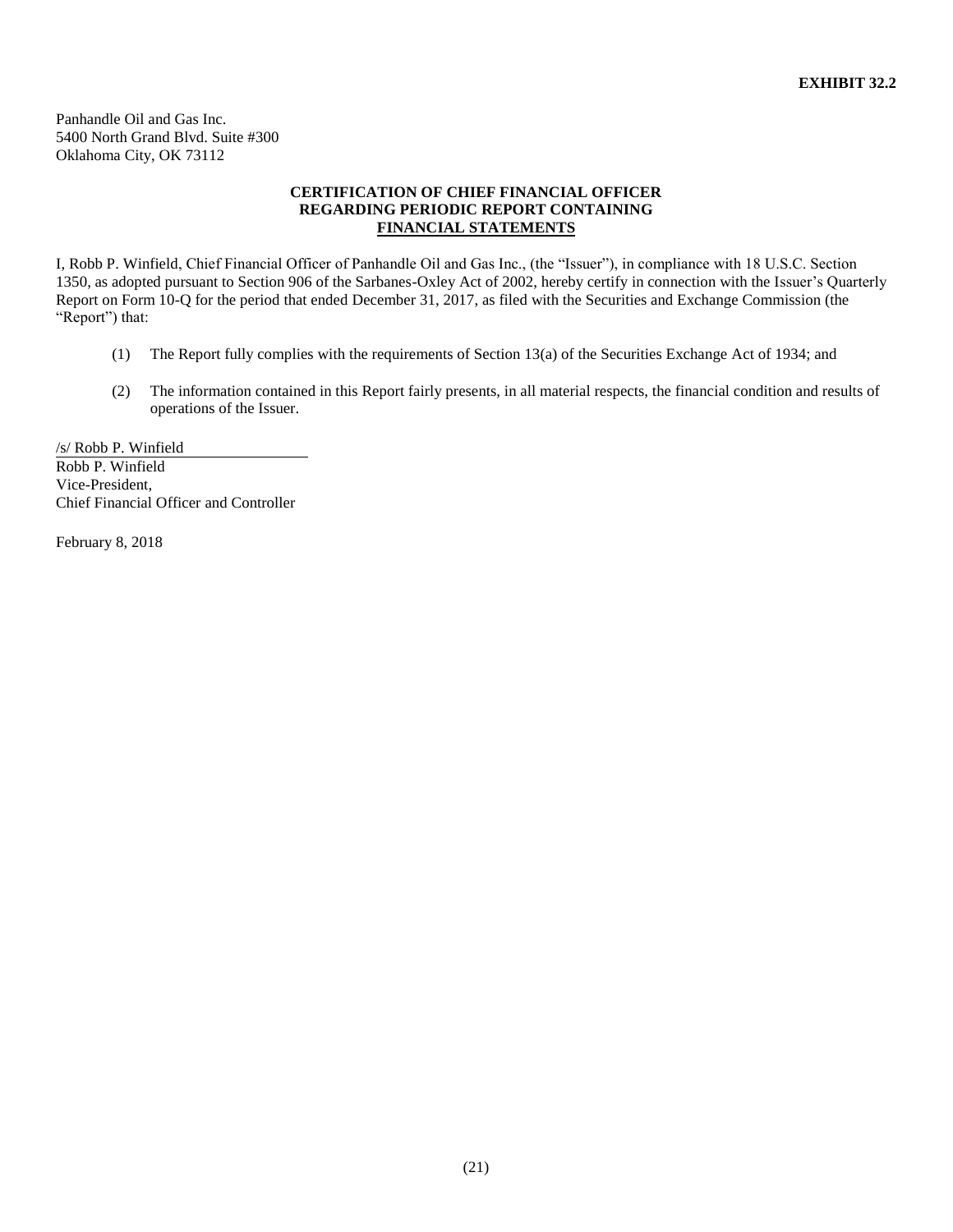**EXHIBIT 32.2**

Panhandle Oil and Gas Inc.
5400 North Grand Blvd. Suite #300
Oklahoma City, OK 73112

**CERTIFICATION OF CHIEF FINANCIAL OFFICER**
**REGARDING PERIODIC REPORT CONTAINING**
**FINANCIAL STATEMENTS**

I, Robb P. Winfield, Chief Financial Officer of Panhandle Oil and Gas Inc., (the "Issuer"), in compliance with 18 U.S.C. Section 1350, as adopted pursuant to Section 906 of the Sarbanes-Oxley Act of 2002, hereby certify in connection with the Issuer's Quarterly Report on Form 10-Q for the period that ended December 31, 2017, as filed with the Securities and Exchange Commission (the "Report") that:

(1) The Report fully complies with the requirements of Section 13(a) of the Securities Exchange Act of 1934; and

(2) The information contained in this Report fairly presents, in all material respects, the financial condition and results of operations of the Issuer.

/s/ Robb P. Winfield
Robb P. Winfield
Vice-President,
Chief Financial Officer and Controller

February 8, 2018